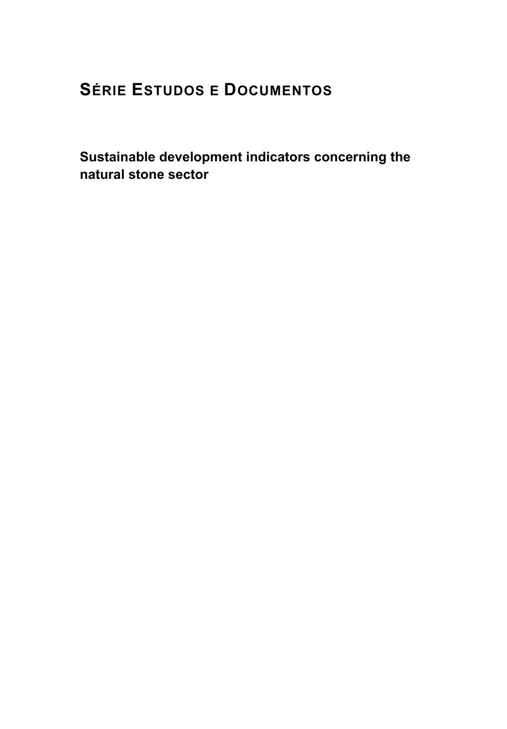# SÉRIE ESTUDOS E DOCUMENTOS

## Sustainable development indicators concerning the natural stone sector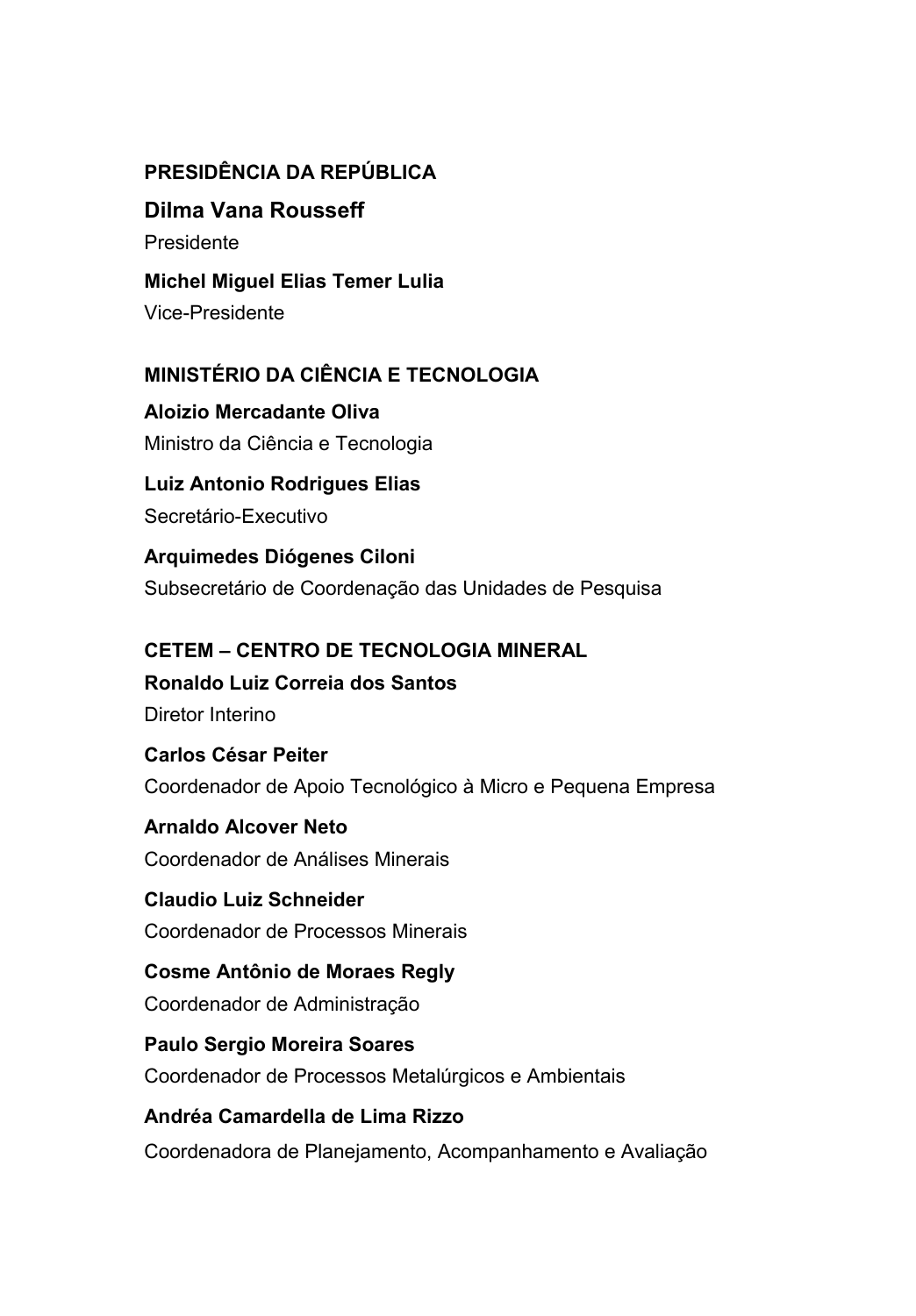**PRESIDÊNCIA DA REPÚBLICA**

**Dilma Vana Rousseff**
Presidente

**Michel Miguel Elias Temer Lulia**
Vice-Presidente

**MINISTÉRIO DA CIÊNCIA E TECNOLOGIA**

**Aloizio Mercadante Oliva**
Ministro da Ciência e Tecnologia

**Luiz Antonio Rodrigues Elias**
Secretário-Executivo

**Arquimedes Diógenes Ciloni**
Subsecretário de Coordenação das Unidades de Pesquisa

**CETEM – CENTRO DE TECNOLOGIA MINERAL**

**Ronaldo Luiz Correia dos Santos**
Diretor Interino

**Carlos César Peiter**
Coordenador de Apoio Tecnológico à Micro e Pequena Empresa

**Arnaldo Alcover Neto**
Coordenador de Análises Minerais

**Claudio Luiz Schneider**
Coordenador de Processos Minerais

**Cosme Antônio de Moraes Regly**
Coordenador de Administração

**Paulo Sergio Moreira Soares**
Coordenador de Processos Metalúrgicos e Ambientais

**Andréa Camardella de Lima Rizzo**
Coordenadora de Planejamento, Acompanhamento e Avaliação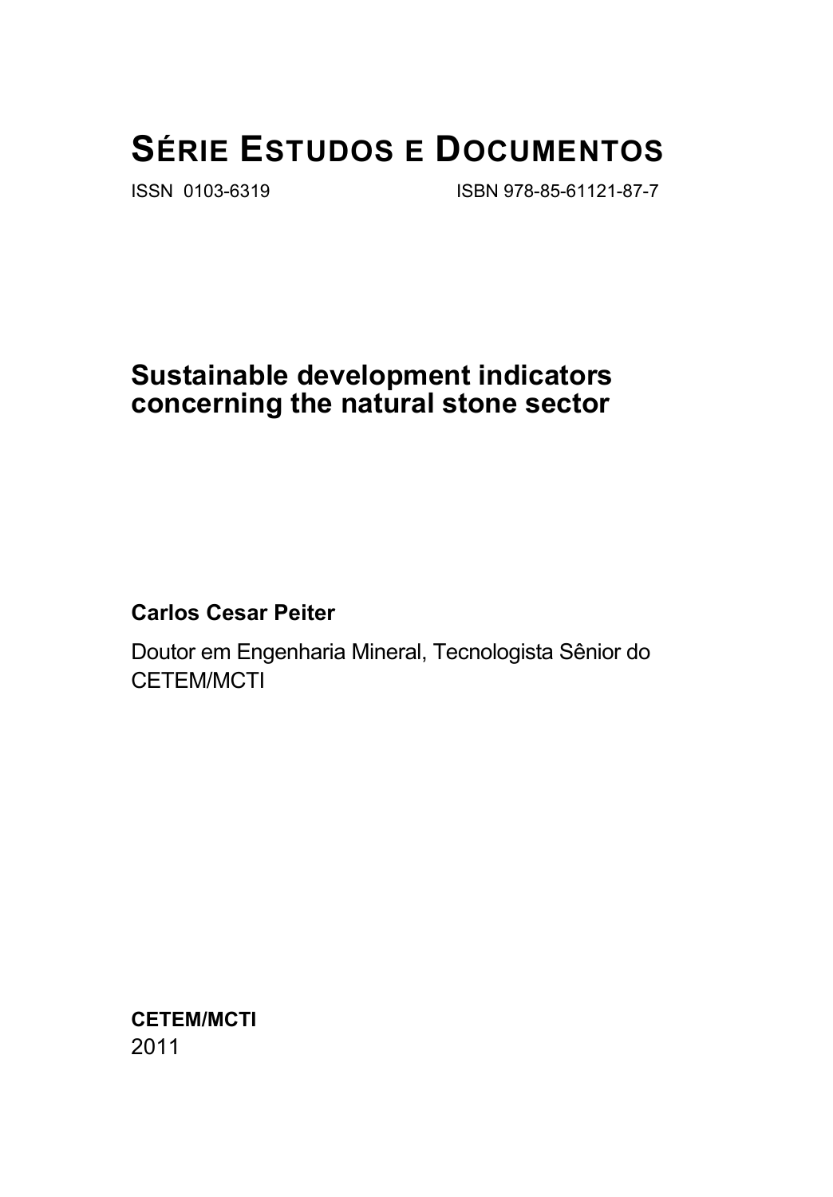# SÉRIE ESTUDOS E DOCUMENTOS

ISSN 0103-6319 ISBN 978-85-61121-87-7

## Sustainable development indicators concerning the natural stone sector

**Carlos Cesar Peiter**

Doutor em Engenharia Mineral, Tecnologista Sênior do CETEM/MCTI

**CETEM/MCTI**
2011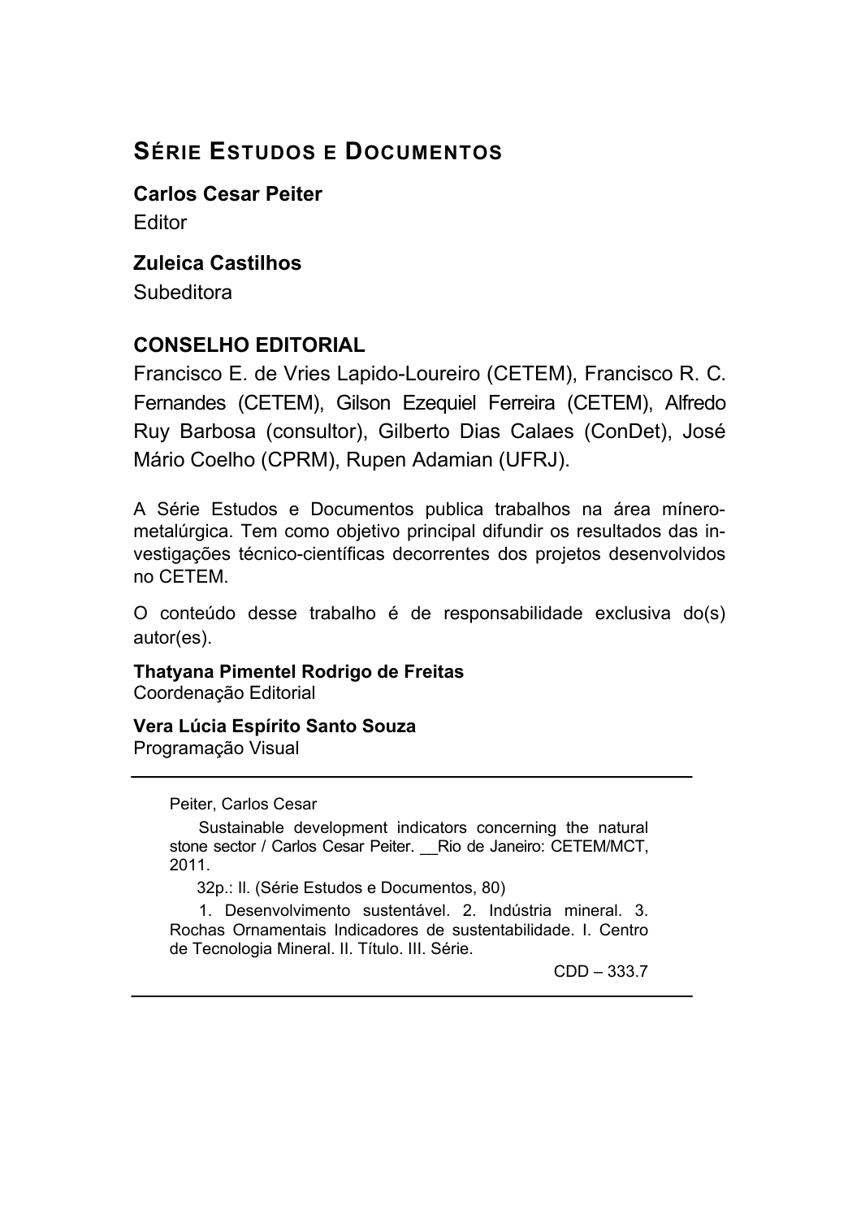## SÉRIE ESTUDOS E DOCUMENTOS

**Carlos Cesar Peiter**
Editor

**Zuleica Castilhos**
Subeditora

**CONSELHO EDITORIAL**

Francisco E. de Vries Lapido-Loureiro (CETEM), Francisco R. C. Fernandes (CETEM), Gilson Ezequiel Ferreira (CETEM), Alfredo Ruy Barbosa (consultor), Gilberto Dias Calaes (ConDet), José Mário Coelho (CPRM), Rupen Adamian (UFRJ).

A Série Estudos e Documentos publica trabalhos na área mínero-metalúrgica. Tem como objetivo principal difundir os resultados das investigações técnico-científicas decorrentes dos projetos desenvolvidos no CETEM.

O conteúdo desse trabalho é de responsabilidade exclusiva do(s) autor(es).

**Thatyana Pimentel Rodrigo de Freitas**
Coordenação Editorial

**Vera Lúcia Espírito Santo Souza**
Programação Visual

---

Peiter, Carlos Cesar

Sustainable development indicators concerning the natural stone sector / Carlos Cesar Peiter. __Rio de Janeiro: CETEM/MCT, 2011.

32p.: Il. (Série Estudos e Documentos, 80)

1. Desenvolvimento sustentável. 2. Indústria mineral. 3. Rochas Ornamentais Indicadores de sustentabilidade. I. Centro de Tecnologia Mineral. II. Título. III. Série.

CDD – 333.7

---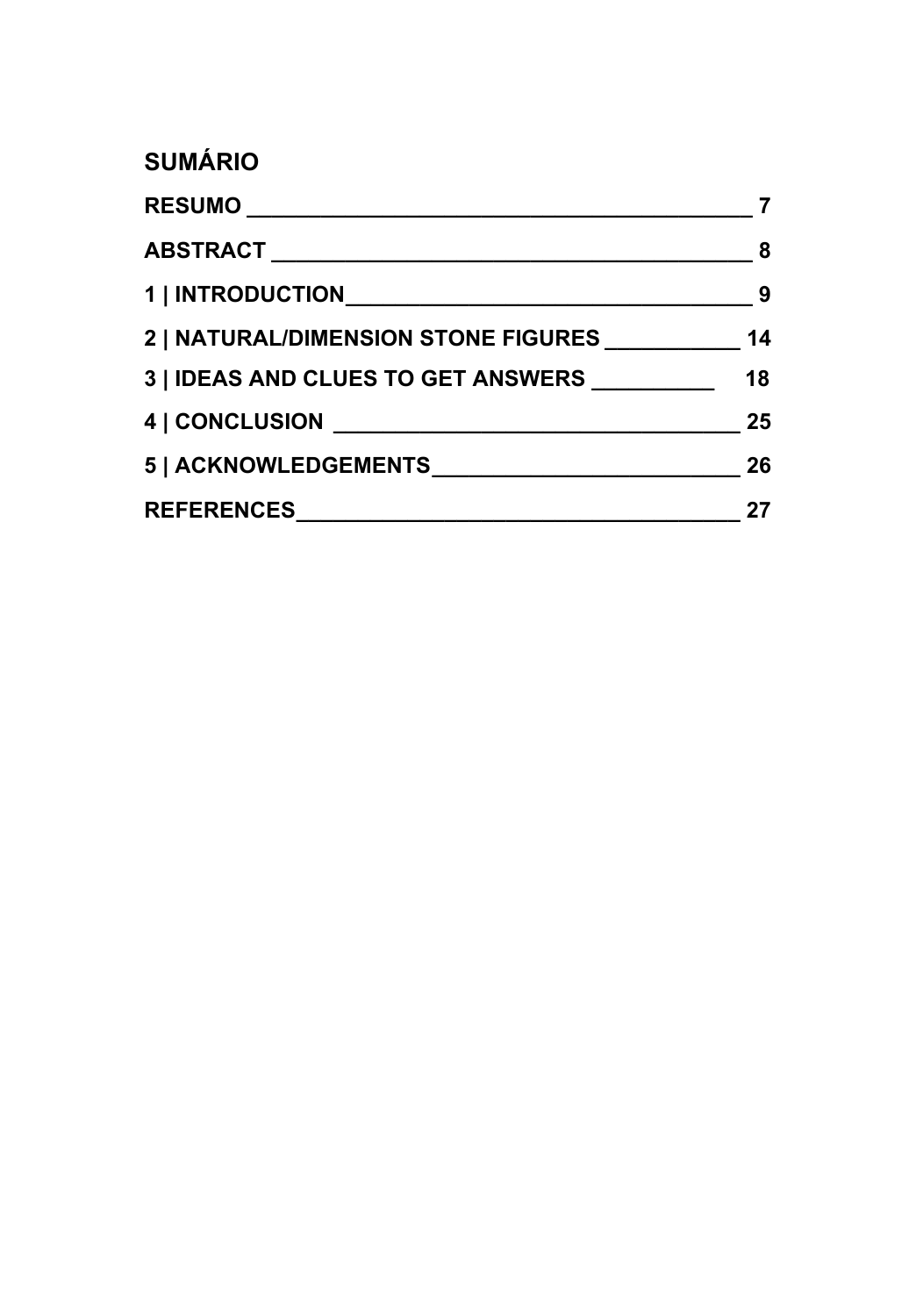## SUMÁRIO

**RESUMO _______________________________________ 7**

**ABSTRACT _____________________________________ 8**

**1 | INTRODUCTION_______________________________ 9**

**2 | NATURAL/DIMENSION STONE FIGURES __________ 14**

**3 | IDEAS AND CLUES TO GET ANSWERS _________ 18**

**4 | CONCLUSION ______________________________ 25**

**5 | ACKNOWLEDGEMENTS_______________________ 26**

**REFERENCES___________________________________ 27**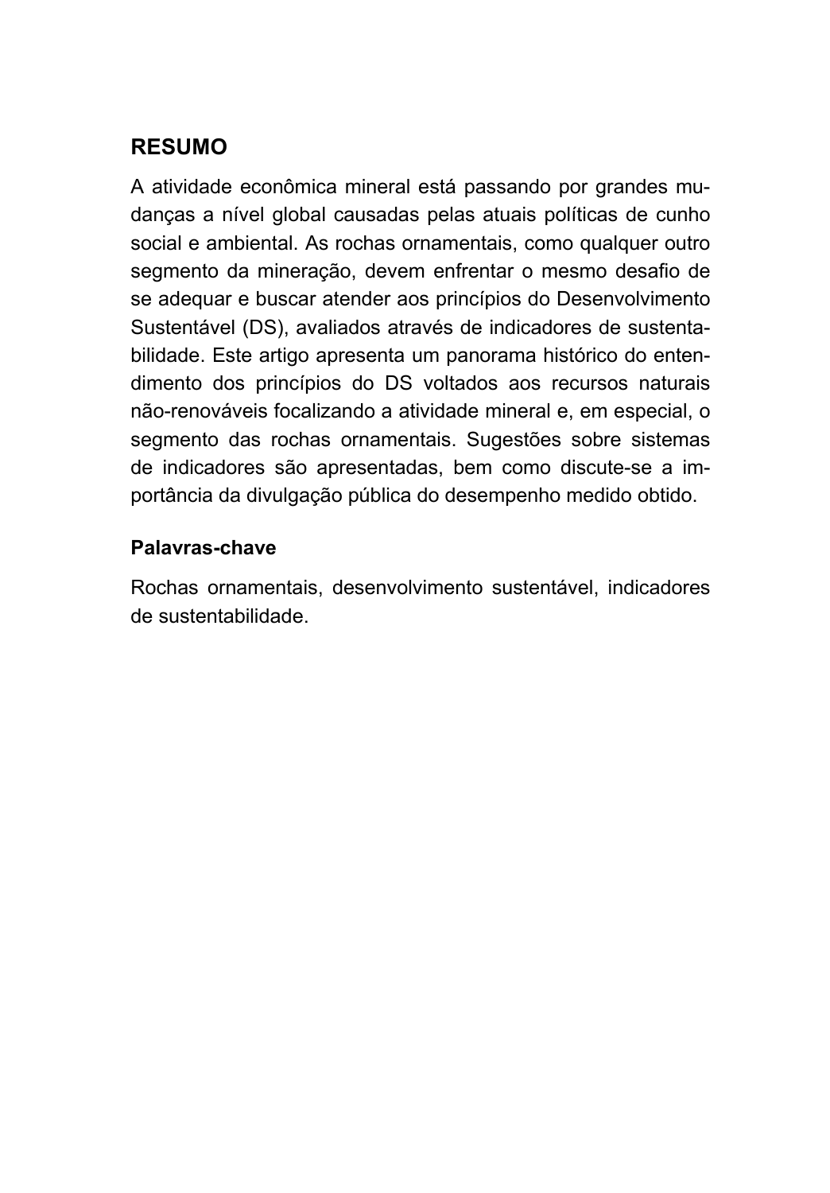## RESUMO

A atividade econômica mineral está passando por grandes mudanças a nível global causadas pelas atuais políticas de cunho social e ambiental. As rochas ornamentais, como qualquer outro segmento da mineração, devem enfrentar o mesmo desafio de se adequar e buscar atender aos princípios do Desenvolvimento Sustentável (DS), avaliados através de indicadores de sustentabilidade. Este artigo apresenta um panorama histórico do entendimento dos princípios do DS voltados aos recursos naturais não-renováveis focalizando a atividade mineral e, em especial, o segmento das rochas ornamentais. Sugestões sobre sistemas de indicadores são apresentadas, bem como discute-se a importância da divulgação pública do desempenho medido obtido.

### Palavras-chave

Rochas ornamentais, desenvolvimento sustentável, indicadores de sustentabilidade.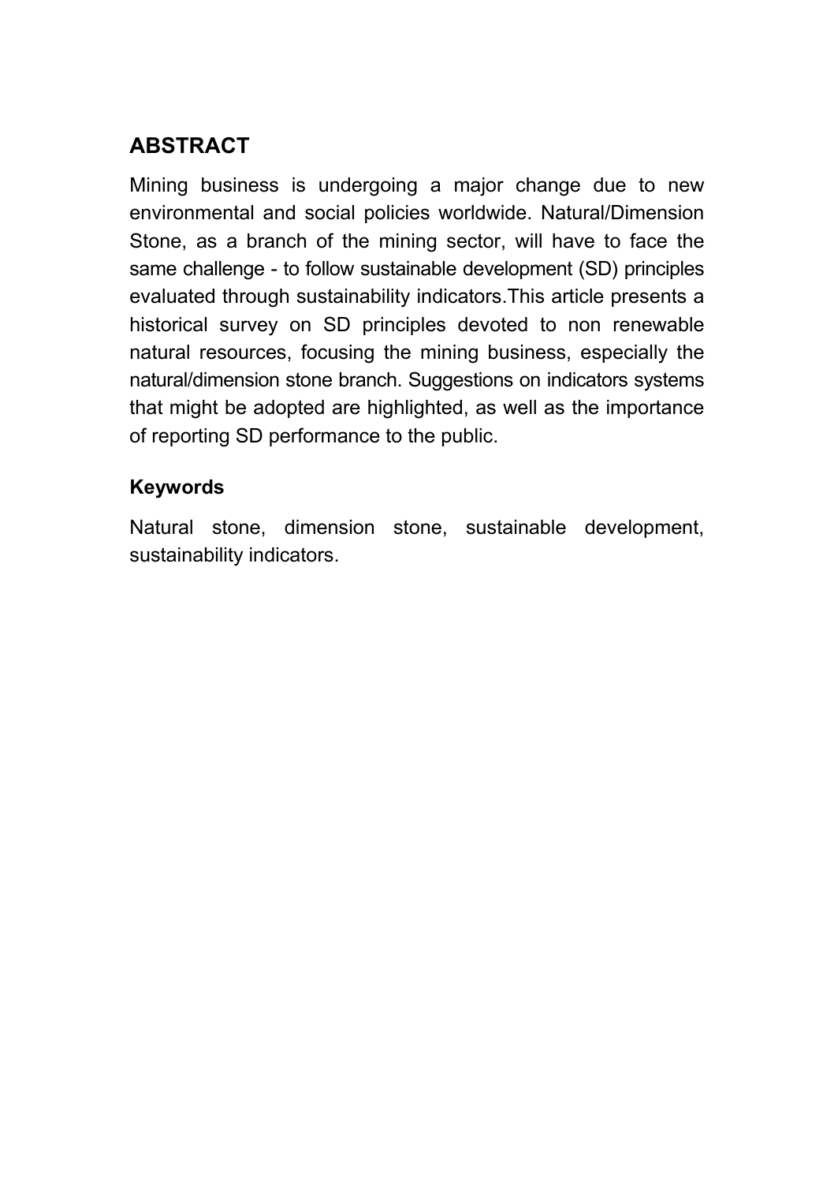## ABSTRACT

Mining business is undergoing a major change due to new environmental and social policies worldwide. Natural/Dimension Stone, as a branch of the mining sector, will have to face the same challenge - to follow sustainable development (SD) principles evaluated through sustainability indicators.This article presents a historical survey on SD principles devoted to non renewable natural resources, focusing the mining business, especially the natural/dimension stone branch. Suggestions on indicators systems that might be adopted are highlighted, as well as the importance of reporting SD performance to the public.

### Keywords

Natural stone, dimension stone, sustainable development, sustainability indicators.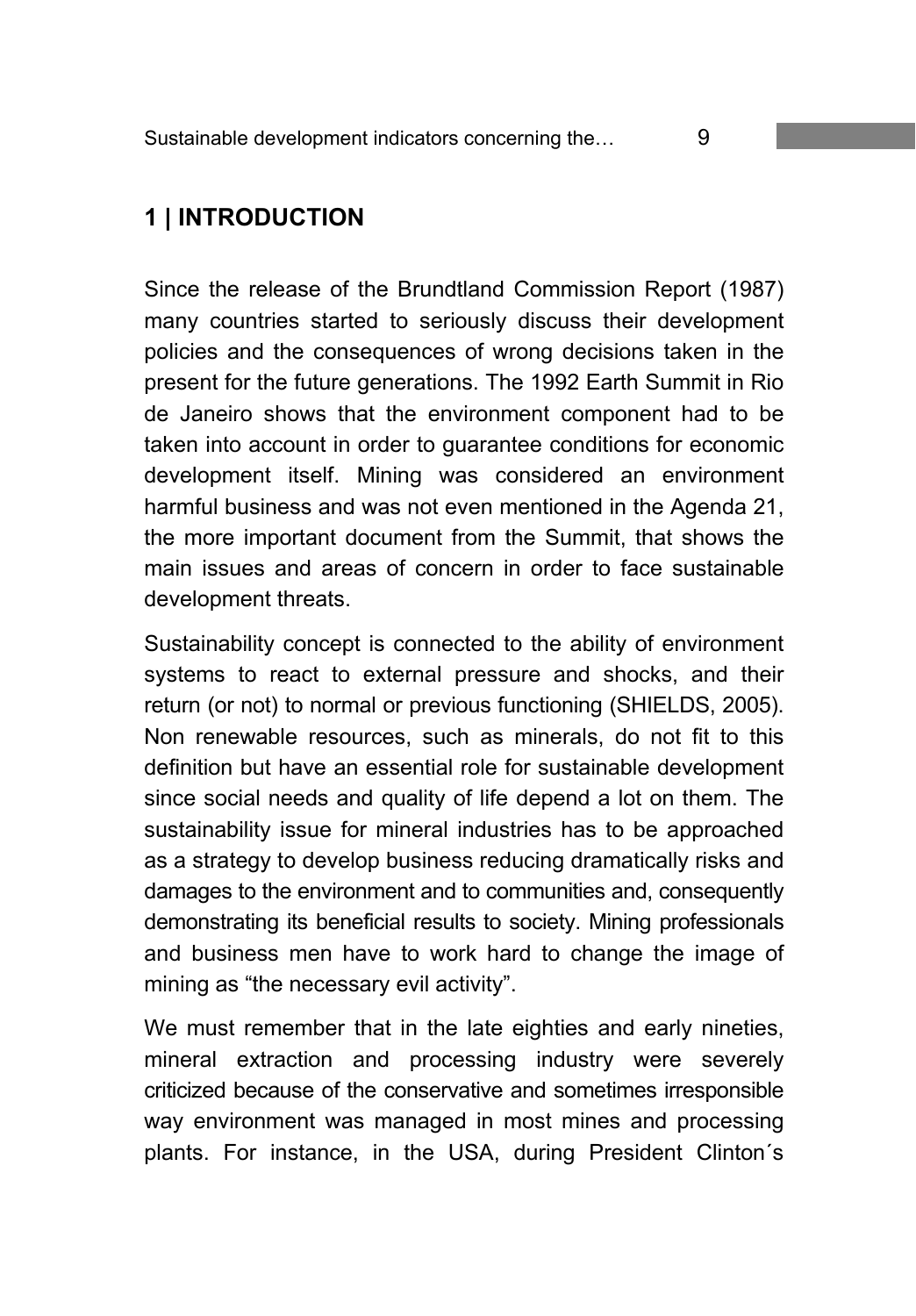# 1 | INTRODUCTION

Since the release of the Brundtland Commission Report (1987) many countries started to seriously discuss their development policies and the consequences of wrong decisions taken in the present for the future generations. The 1992 Earth Summit in Rio de Janeiro shows that the environment component had to be taken into account in order to guarantee conditions for economic development itself. Mining was considered an environment harmful business and was not even mentioned in the Agenda 21, the more important document from the Summit, that shows the main issues and areas of concern in order to face sustainable development threats.

Sustainability concept is connected to the ability of environment systems to react to external pressure and shocks, and their return (or not) to normal or previous functioning (SHIELDS, 2005). Non renewable resources, such as minerals, do not fit to this definition but have an essential role for sustainable development since social needs and quality of life depend a lot on them. The sustainability issue for mineral industries has to be approached as a strategy to develop business reducing dramatically risks and damages to the environment and to communities and, consequently demonstrating its beneficial results to society. Mining professionals and business men have to work hard to change the image of mining as "the necessary evil activity".

We must remember that in the late eighties and early nineties, mineral extraction and processing industry were severely criticized because of the conservative and sometimes irresponsible way environment was managed in most mines and processing plants. For instance, in the USA, during President Clinton´s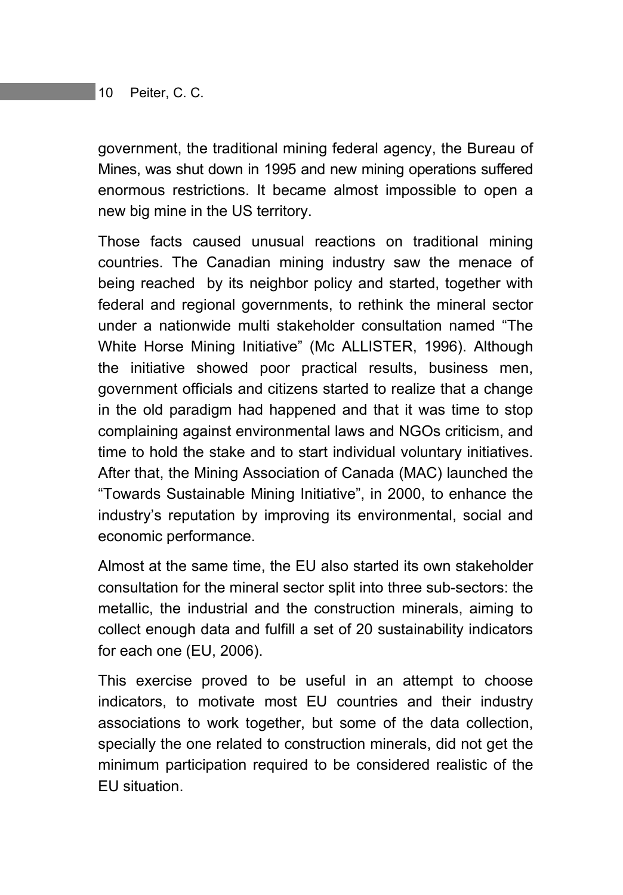government, the traditional mining federal agency, the Bureau of Mines, was shut down in 1995 and new mining operations suffered enormous restrictions. It became almost impossible to open a new big mine in the US territory.

Those facts caused unusual reactions on traditional mining countries. The Canadian mining industry saw the menace of being reached by its neighbor policy and started, together with federal and regional governments, to rethink the mineral sector under a nationwide multi stakeholder consultation named "The White Horse Mining Initiative" (Mc ALLISTER, 1996). Although the initiative showed poor practical results, business men, government officials and citizens started to realize that a change in the old paradigm had happened and that it was time to stop complaining against environmental laws and NGOs criticism, and time to hold the stake and to start individual voluntary initiatives. After that, the Mining Association of Canada (MAC) launched the "Towards Sustainable Mining Initiative", in 2000, to enhance the industry's reputation by improving its environmental, social and economic performance.

Almost at the same time, the EU also started its own stakeholder consultation for the mineral sector split into three sub-sectors: the metallic, the industrial and the construction minerals, aiming to collect enough data and fulfill a set of 20 sustainability indicators for each one (EU, 2006).

This exercise proved to be useful in an attempt to choose indicators, to motivate most EU countries and their industry associations to work together, but some of the data collection, specially the one related to construction minerals, did not get the minimum participation required to be considered realistic of the EU situation.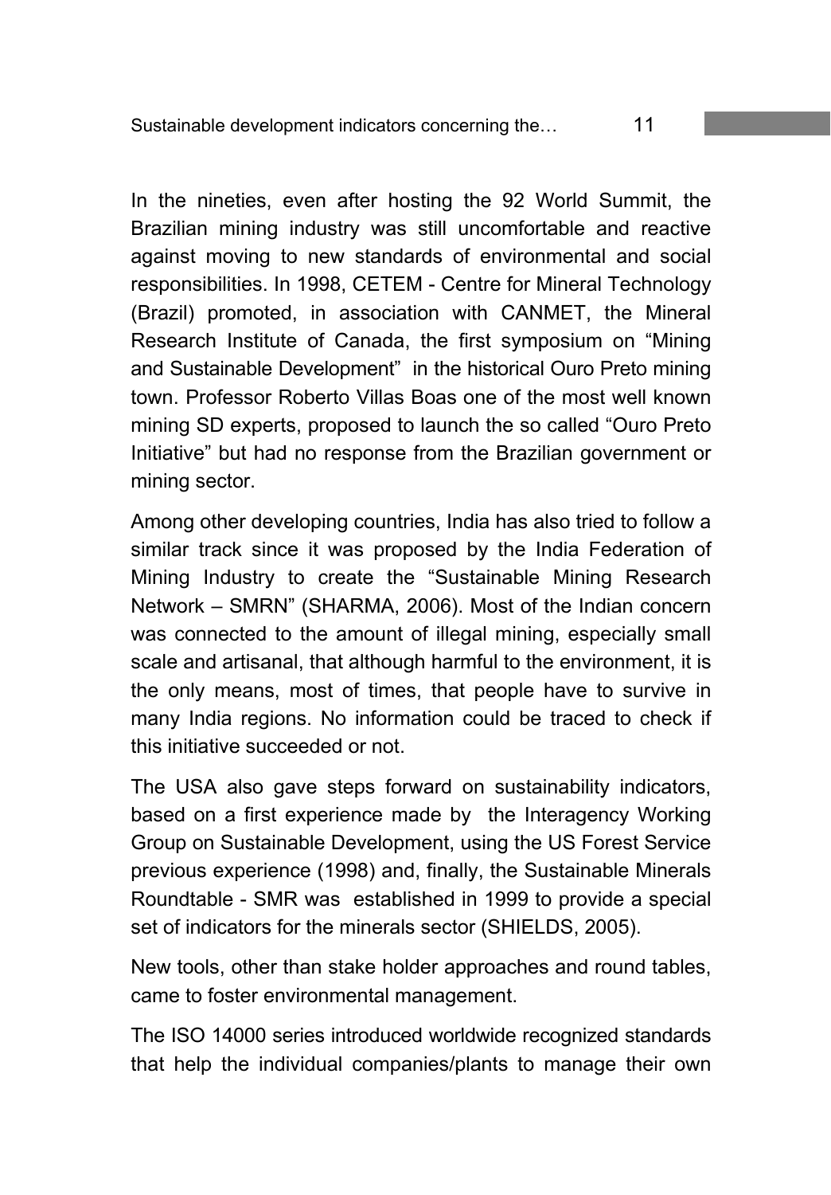In the nineties, even after hosting the 92 World Summit, the Brazilian mining industry was still uncomfortable and reactive against moving to new standards of environmental and social responsibilities. In 1998, CETEM - Centre for Mineral Technology (Brazil) promoted, in association with CANMET, the Mineral Research Institute of Canada, the first symposium on “Mining and Sustainable Development” in the historical Ouro Preto mining town. Professor Roberto Villas Boas one of the most well known mining SD experts, proposed to launch the so called “Ouro Preto Initiative” but had no response from the Brazilian government or mining sector.

Among other developing countries, India has also tried to follow a similar track since it was proposed by the India Federation of Mining Industry to create the “Sustainable Mining Research Network – SMRN” (SHARMA, 2006). Most of the Indian concern was connected to the amount of illegal mining, especially small scale and artisanal, that although harmful to the environment, it is the only means, most of times, that people have to survive in many India regions. No information could be traced to check if this initiative succeeded or not.

The USA also gave steps forward on sustainability indicators, based on a first experience made by the Interagency Working Group on Sustainable Development, using the US Forest Service previous experience (1998) and, finally, the Sustainable Minerals Roundtable - SMR was established in 1999 to provide a special set of indicators for the minerals sector (SHIELDS, 2005).

New tools, other than stake holder approaches and round tables, came to foster environmental management.

The ISO 14000 series introduced worldwide recognized standards that help the individual companies/plants to manage their own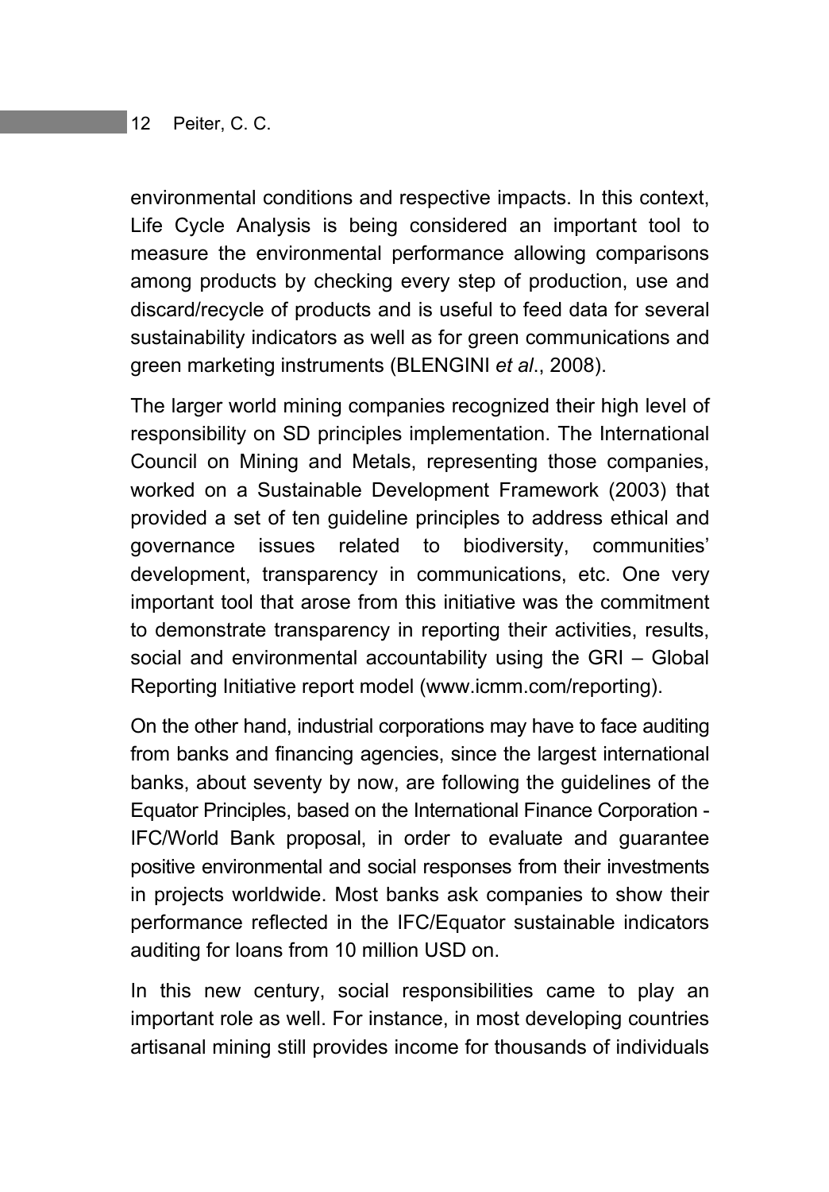environmental conditions and respective impacts. In this context, Life Cycle Analysis is being considered an important tool to measure the environmental performance allowing comparisons among products by checking every step of production, use and discard/recycle of products and is useful to feed data for several sustainability indicators as well as for green communications and green marketing instruments (BLENGINI *et al*., 2008).

The larger world mining companies recognized their high level of responsibility on SD principles implementation. The International Council on Mining and Metals, representing those companies, worked on a Sustainable Development Framework (2003) that provided a set of ten guideline principles to address ethical and governance issues related to biodiversity, communities' development, transparency in communications, etc. One very important tool that arose from this initiative was the commitment to demonstrate transparency in reporting their activities, results, social and environmental accountability using the GRI – Global Reporting Initiative report model (www.icmm.com/reporting).

On the other hand, industrial corporations may have to face auditing from banks and financing agencies, since the largest international banks, about seventy by now, are following the guidelines of the Equator Principles, based on the International Finance Corporation - IFC/World Bank proposal, in order to evaluate and guarantee positive environmental and social responses from their investments in projects worldwide. Most banks ask companies to show their performance reflected in the IFC/Equator sustainable indicators auditing for loans from 10 million USD on.

In this new century, social responsibilities came to play an important role as well. For instance, in most developing countries artisanal mining still provides income for thousands of individuals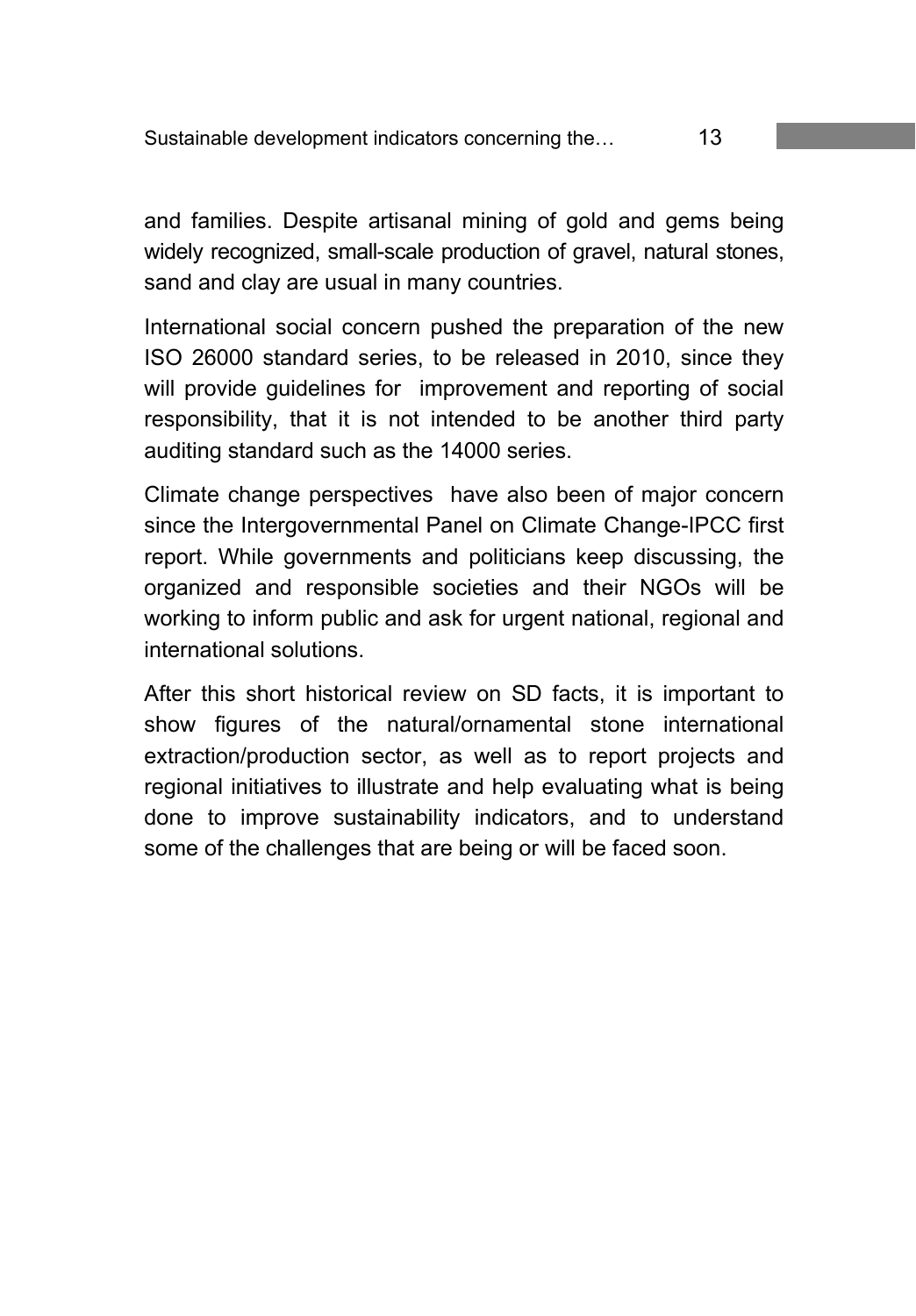and families. Despite artisanal mining of gold and gems being widely recognized, small-scale production of gravel, natural stones, sand and clay are usual in many countries.

International social concern pushed the preparation of the new ISO 26000 standard series, to be released in 2010, since they will provide guidelines for improvement and reporting of social responsibility, that it is not intended to be another third party auditing standard such as the 14000 series.

Climate change perspectives have also been of major concern since the Intergovernmental Panel on Climate Change-IPCC first report. While governments and politicians keep discussing, the organized and responsible societies and their NGOs will be working to inform public and ask for urgent national, regional and international solutions.

After this short historical review on SD facts, it is important to show figures of the natural/ornamental stone international extraction/production sector, as well as to report projects and regional initiatives to illustrate and help evaluating what is being done to improve sustainability indicators, and to understand some of the challenges that are being or will be faced soon.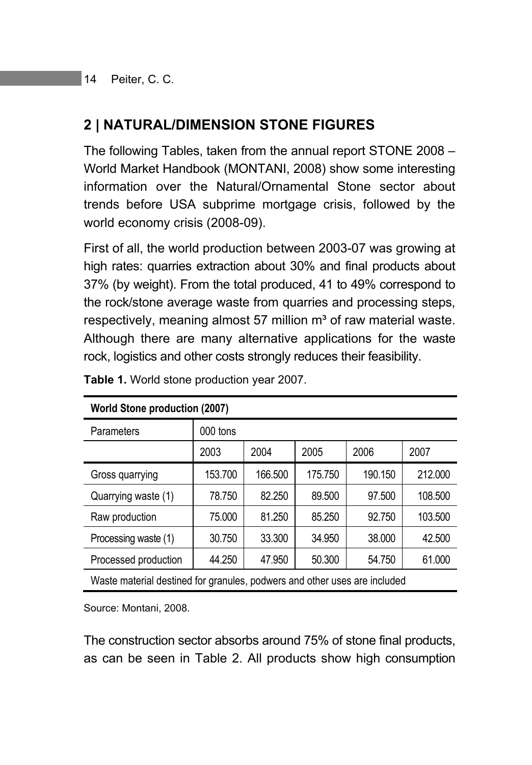## 2 | NATURAL/DIMENSION STONE FIGURES

The following Tables, taken from the annual report STONE 2008 – World Market Handbook (MONTANI, 2008) show some interesting information over the Natural/Ornamental Stone sector about trends before USA subprime mortgage crisis, followed by the world economy crisis (2008-09).

First of all, the world production between 2003-07 was growing at high rates: quarries extraction about 30% and final products about 37% (by weight). From the total produced, 41 to 49% correspond to the rock/stone average waste from quarries and processing steps, respectively, meaning almost 57 million m³ of raw material waste. Although there are many alternative applications for the waste rock, logistics and other costs strongly reduces their feasibility.

**Table 1.** World stone production year 2007.

| World Stone production (2007) | | | | | |
|---|---|---|---|---|---|
| Parameters | 000 tons | | | | |
| | 2003 | 2004 | 2005 | 2006 | 2007 |
| Gross quarrying | 153.700 | 166.500 | 175.750 | 190.150 | 212.000 |
| Quarrying waste (1) | 78.750 | 82.250 | 89.500 | 97.500 | 108.500 |
| Raw production | 75.000 | 81.250 | 85.250 | 92.750 | 103.500 |
| Processing waste (1) | 30.750 | 33.300 | 34.950 | 38.000 | 42.500 |
| Processed production | 44.250 | 47.950 | 50.300 | 54.750 | 61.000 |
| Waste material destined for granules, podwers and other uses are included | | | | | |

Source: Montani, 2008.

The construction sector absorbs around 75% of stone final products, as can be seen in Table 2. All products show high consumption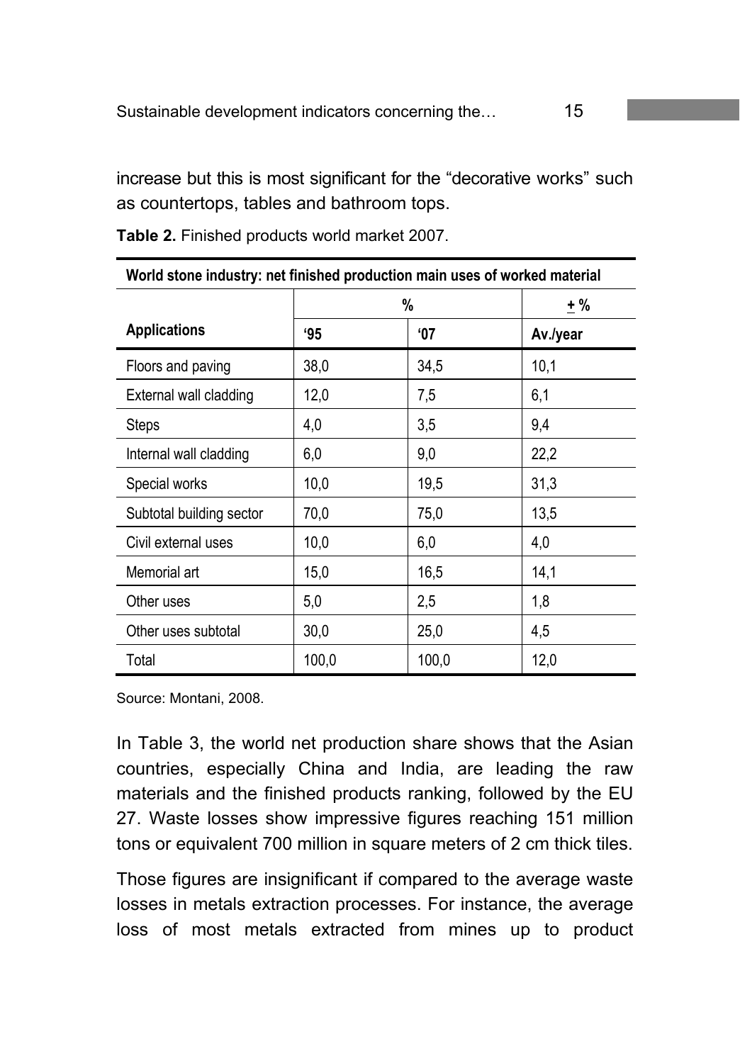increase but this is most significant for the "decorative works" such as countertops, tables and bathroom tops.

**Table 2.** Finished products world market 2007.

| World stone industry: net finished production main uses of worked material | | | |
|---|---|---|---|
| | % | | ± % |
| **Applications** | **'95** | **'07** | **Av./year** |
| Floors and paving | 38,0 | 34,5 | 10,1 |
| External wall cladding | 12,0 | 7,5 | 6,1 |
| Steps | 4,0 | 3,5 | 9,4 |
| Internal wall cladding | 6,0 | 9,0 | 22,2 |
| Special works | 10,0 | 19,5 | 31,3 |
| Subtotal building sector | 70,0 | 75,0 | 13,5 |
| Civil external uses | 10,0 | 6,0 | 4,0 |
| Memorial art | 15,0 | 16,5 | 14,1 |
| Other uses | 5,0 | 2,5 | 1,8 |
| Other uses subtotal | 30,0 | 25,0 | 4,5 |
| Total | 100,0 | 100,0 | 12,0 |

Source: Montani, 2008.

In Table 3, the world net production share shows that the Asian countries, especially China and India, are leading the raw materials and the finished products ranking, followed by the EU 27. Waste losses show impressive figures reaching 151 million tons or equivalent 700 million in square meters of 2 cm thick tiles.

Those figures are insignificant if compared to the average waste losses in metals extraction processes. For instance, the average loss of most metals extracted from mines up to product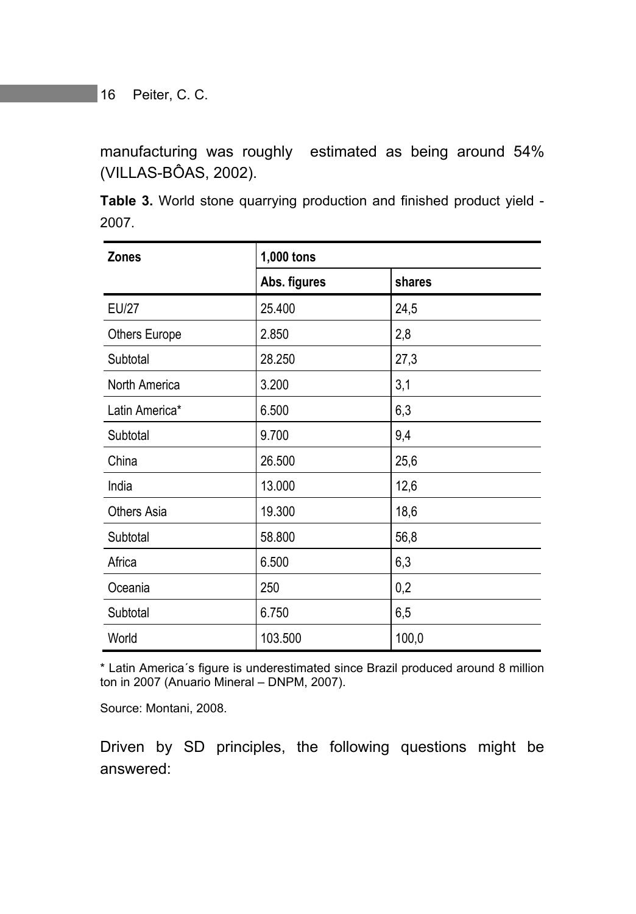manufacturing was roughly estimated as being around 54% (VILLAS-BÔAS, 2002).

**Table 3.** World stone quarrying production and finished product yield - 2007.

| Zones | 1,000 tons | |
|---|---|---|
| | Abs. figures | shares |
| EU/27 | 25.400 | 24,5 |
| Others Europe | 2.850 | 2,8 |
| Subtotal | 28.250 | 27,3 |
| North America | 3.200 | 3,1 |
| Latin America* | 6.500 | 6,3 |
| Subtotal | 9.700 | 9,4 |
| China | 26.500 | 25,6 |
| India | 13.000 | 12,6 |
| Others Asia | 19.300 | 18,6 |
| Subtotal | 58.800 | 56,8 |
| Africa | 6.500 | 6,3 |
| Oceania | 250 | 0,2 |
| Subtotal | 6.750 | 6,5 |
| World | 103.500 | 100,0 |

* Latin America´s figure is underestimated since Brazil produced around 8 million ton in 2007 (Anuario Mineral – DNPM, 2007).

Source: Montani, 2008.

Driven by SD principles, the following questions might be answered: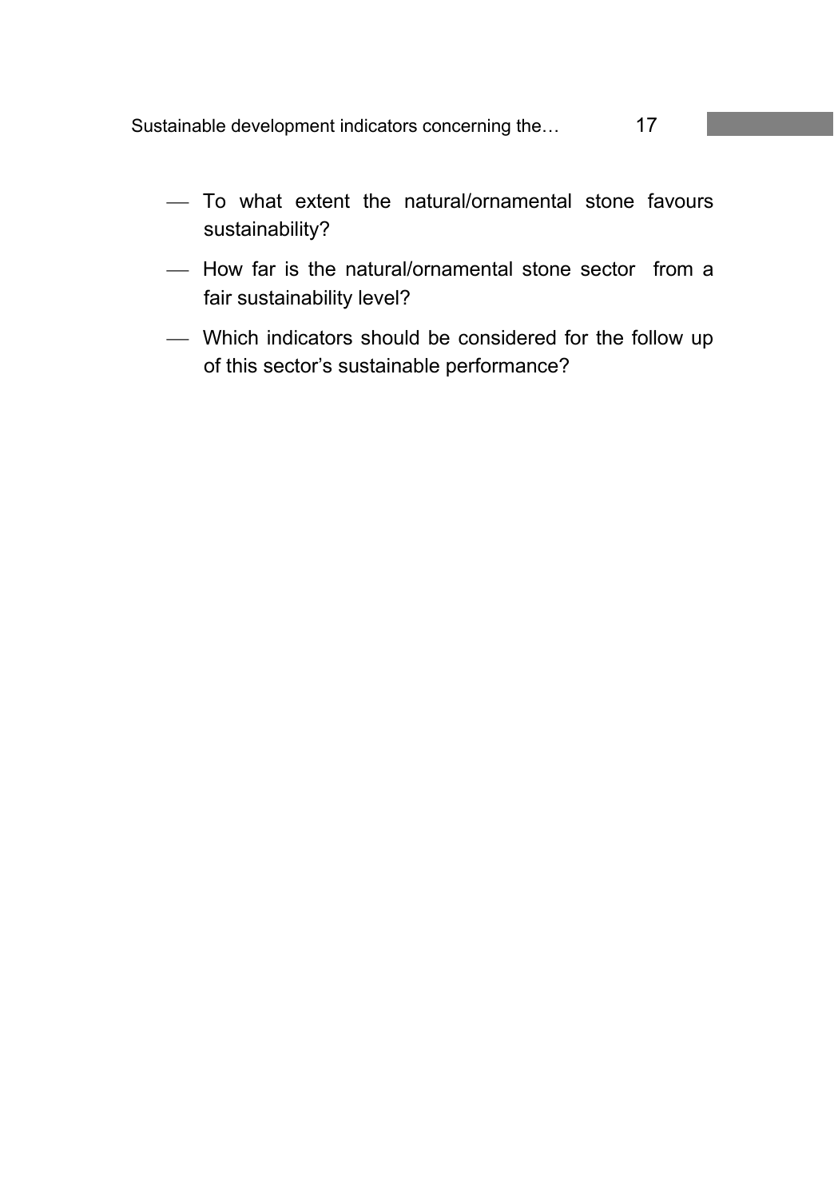- To what extent the natural/ornamental stone favours sustainability?
- How far is the natural/ornamental stone sector from a fair sustainability level?
- Which indicators should be considered for the follow up of this sector's sustainable performance?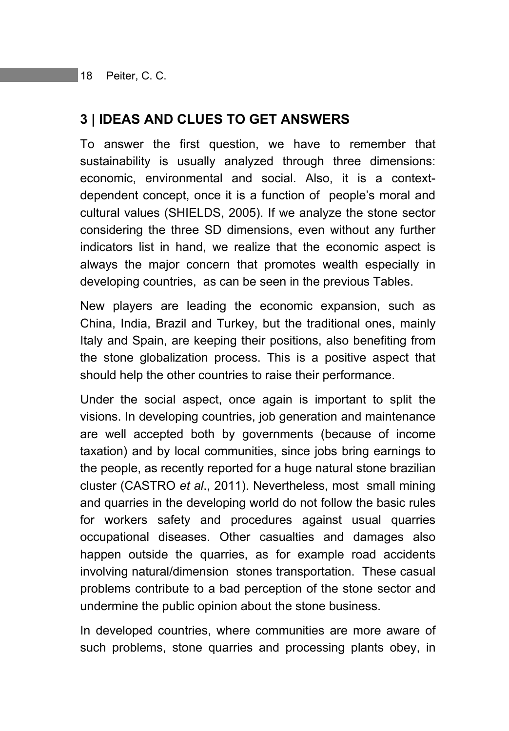## 3 | IDEAS AND CLUES TO GET ANSWERS

To answer the first question, we have to remember that sustainability is usually analyzed through three dimensions: economic, environmental and social. Also, it is a context-dependent concept, once it is a function of people's moral and cultural values (SHIELDS, 2005). If we analyze the stone sector considering the three SD dimensions, even without any further indicators list in hand, we realize that the economic aspect is always the major concern that promotes wealth especially in developing countries, as can be seen in the previous Tables.

New players are leading the economic expansion, such as China, India, Brazil and Turkey, but the traditional ones, mainly Italy and Spain, are keeping their positions, also benefiting from the stone globalization process. This is a positive aspect that should help the other countries to raise their performance.

Under the social aspect, once again is important to split the visions. In developing countries, job generation and maintenance are well accepted both by governments (because of income taxation) and by local communities, since jobs bring earnings to the people, as recently reported for a huge natural stone brazilian cluster (CASTRO *et al*., 2011). Nevertheless, most small mining and quarries in the developing world do not follow the basic rules for workers safety and procedures against usual quarries occupational diseases. Other casualties and damages also happen outside the quarries, as for example road accidents involving natural/dimension stones transportation. These casual problems contribute to a bad perception of the stone sector and undermine the public opinion about the stone business.

In developed countries, where communities are more aware of such problems, stone quarries and processing plants obey, in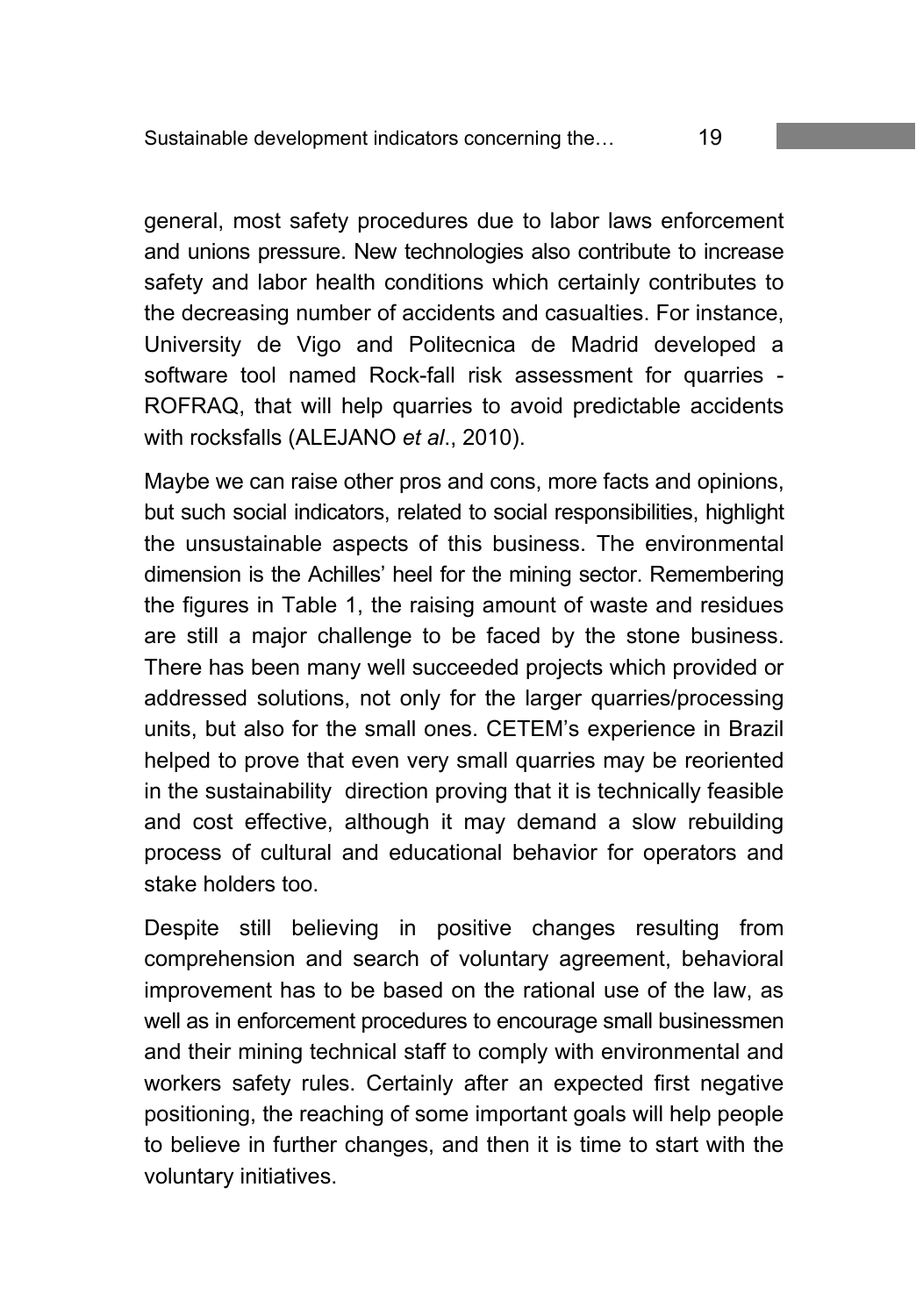general, most safety procedures due to labor laws enforcement and unions pressure. New technologies also contribute to increase safety and labor health conditions which certainly contributes to the decreasing number of accidents and casualties. For instance, University de Vigo and Politecnica de Madrid developed a software tool named Rock-fall risk assessment for quarries - ROFRAQ, that will help quarries to avoid predictable accidents with rocksfalls (ALEJANO *et al*., 2010).

Maybe we can raise other pros and cons, more facts and opinions, but such social indicators, related to social responsibilities, highlight the unsustainable aspects of this business. The environmental dimension is the Achilles' heel for the mining sector. Remembering the figures in Table 1, the raising amount of waste and residues are still a major challenge to be faced by the stone business. There has been many well succeeded projects which provided or addressed solutions, not only for the larger quarries/processing units, but also for the small ones. CETEM's experience in Brazil helped to prove that even very small quarries may be reoriented in the sustainability direction proving that it is technically feasible and cost effective, although it may demand a slow rebuilding process of cultural and educational behavior for operators and stake holders too.

Despite still believing in positive changes resulting from comprehension and search of voluntary agreement, behavioral improvement has to be based on the rational use of the law, as well as in enforcement procedures to encourage small businessmen and their mining technical staff to comply with environmental and workers safety rules. Certainly after an expected first negative positioning, the reaching of some important goals will help people to believe in further changes, and then it is time to start with the voluntary initiatives.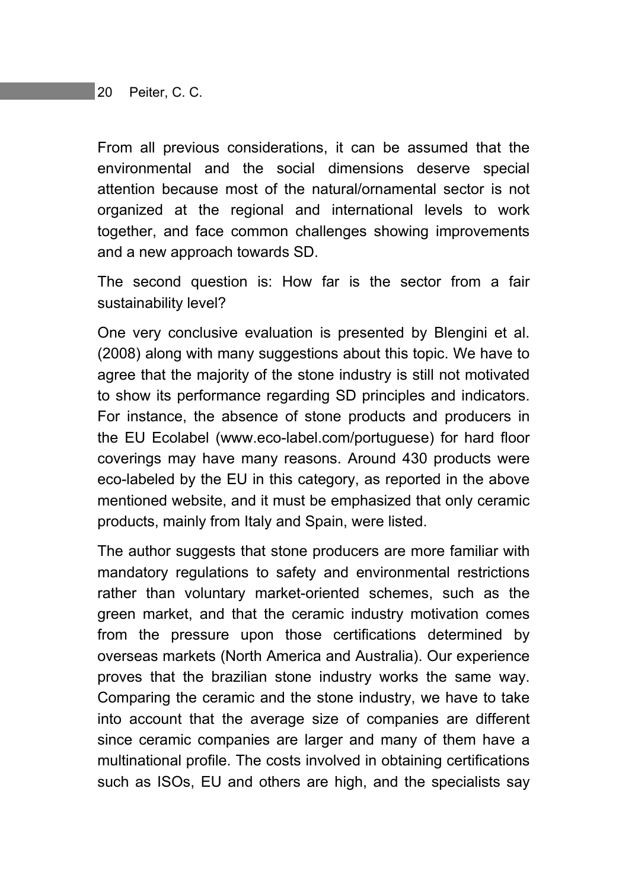From all previous considerations, it can be assumed that the environmental and the social dimensions deserve special attention because most of the natural/ornamental sector is not organized at the regional and international levels to work together, and face common challenges showing improvements and a new approach towards SD.

The second question is: How far is the sector from a fair sustainability level?

One very conclusive evaluation is presented by Blengini et al. (2008) along with many suggestions about this topic. We have to agree that the majority of the stone industry is still not motivated to show its performance regarding SD principles and indicators. For instance, the absence of stone products and producers in the EU Ecolabel (www.eco-label.com/portuguese) for hard floor coverings may have many reasons. Around 430 products were eco-labeled by the EU in this category, as reported in the above mentioned website, and it must be emphasized that only ceramic products, mainly from Italy and Spain, were listed.

The author suggests that stone producers are more familiar with mandatory regulations to safety and environmental restrictions rather than voluntary market-oriented schemes, such as the green market, and that the ceramic industry motivation comes from the pressure upon those certifications determined by overseas markets (North America and Australia). Our experience proves that the brazilian stone industry works the same way. Comparing the ceramic and the stone industry, we have to take into account that the average size of companies are different since ceramic companies are larger and many of them have a multinational profile. The costs involved in obtaining certifications such as ISOs, EU and others are high, and the specialists say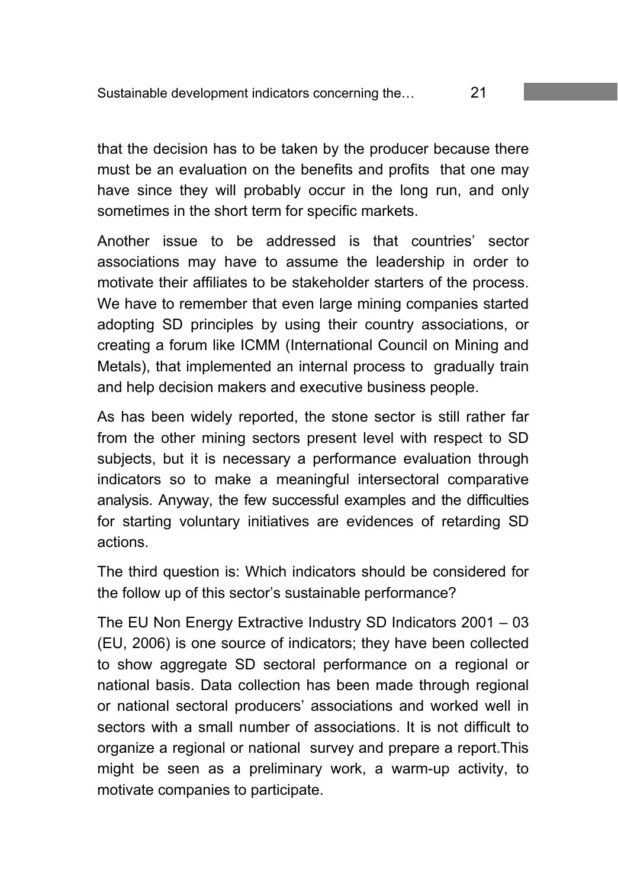that the decision has to be taken by the producer because there must be an evaluation on the benefits and profits  that one may have since they will probably occur in the long run, and only sometimes in the short term for specific markets.

Another issue to be addressed is that countries' sector associations may have to assume the leadership in order to motivate their affiliates to be stakeholder starters of the process. We have to remember that even large mining companies started adopting SD principles by using their country associations, or creating a forum like ICMM (International Council on Mining and Metals), that implemented an internal process to  gradually train and help decision makers and executive business people.

As has been widely reported, the stone sector is still rather far from the other mining sectors present level with respect to SD subjects, but it is necessary a performance evaluation through indicators so to make a meaningful intersectoral comparative analysis. Anyway, the few successful examples and the difficulties for starting voluntary initiatives are evidences of retarding SD actions.

The third question is: Which indicators should be considered for the follow up of this sector's sustainable performance?

The EU Non Energy Extractive Industry SD Indicators 2001 – 03 (EU, 2006) is one source of indicators; they have been collected to show aggregate SD sectoral performance on a regional or national basis. Data collection has been made through regional or national sectoral producers' associations and worked well in sectors with a small number of associations. It is not difficult to organize a regional or national  survey and prepare a report.This might be seen as a preliminary work, a warm-up activity, to motivate companies to participate.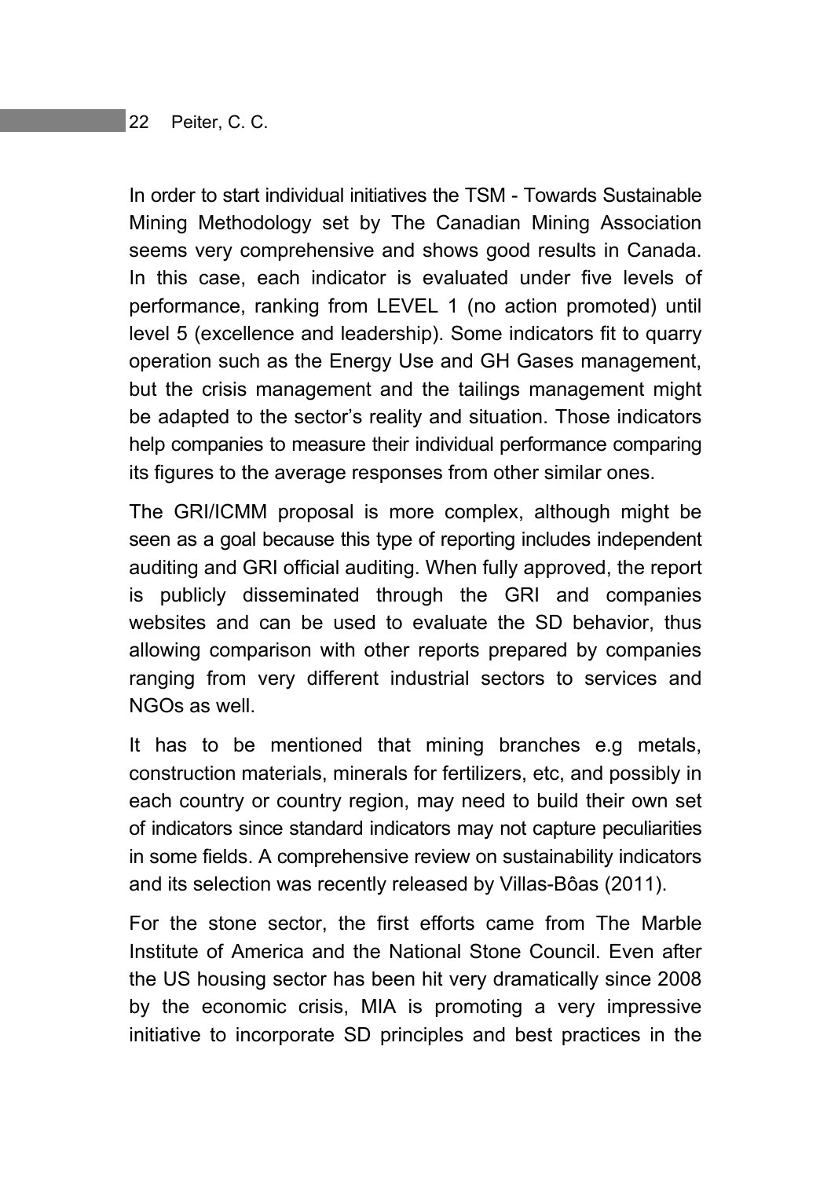In order to start individual initiatives the TSM - Towards Sustainable Mining Methodology set by The Canadian Mining Association seems very comprehensive and shows good results in Canada. In this case, each indicator is evaluated under five levels of performance, ranking from LEVEL 1 (no action promoted) until level 5 (excellence and leadership). Some indicators fit to quarry operation such as the Energy Use and GH Gases management, but the crisis management and the tailings management might be adapted to the sector's reality and situation. Those indicators help companies to measure their individual performance comparing its figures to the average responses from other similar ones.

The GRI/ICMM proposal is more complex, although might be seen as a goal because this type of reporting includes independent auditing and GRI official auditing. When fully approved, the report is publicly disseminated through the GRI and companies websites and can be used to evaluate the SD behavior, thus allowing comparison with other reports prepared by companies ranging from very different industrial sectors to services and NGOs as well.

It has to be mentioned that mining branches e.g metals, construction materials, minerals for fertilizers, etc, and possibly in each country or country region, may need to build their own set of indicators since standard indicators may not capture peculiarities in some fields. A comprehensive review on sustainability indicators and its selection was recently released by Villas-Bôas (2011).

For the stone sector, the first efforts came from The Marble Institute of America and the National Stone Council. Even after the US housing sector has been hit very dramatically since 2008 by the economic crisis, MIA is promoting a very impressive initiative to incorporate SD principles and best practices in the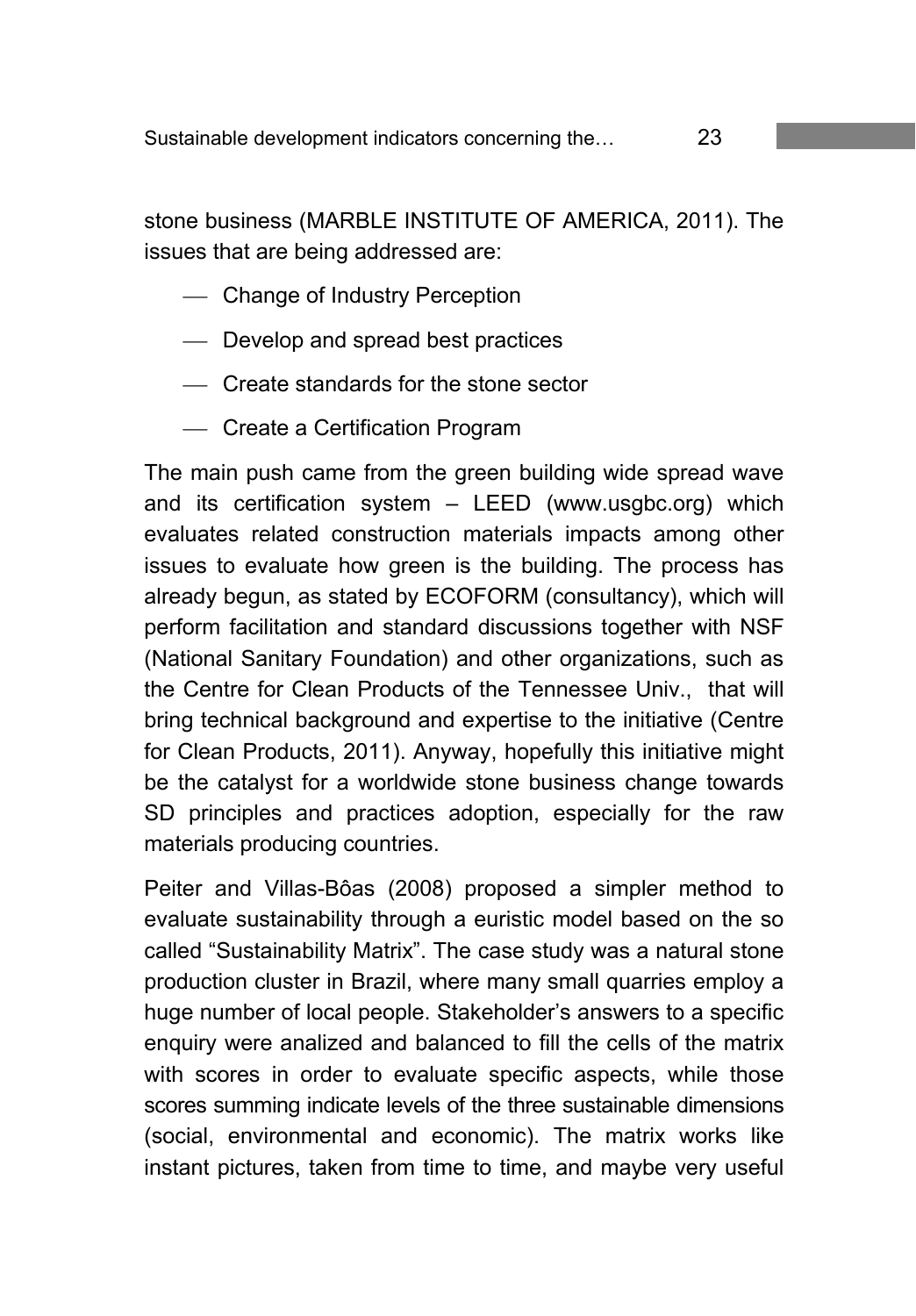stone business (MARBLE INSTITUTE OF AMERICA, 2011). The issues that are being addressed are:

- Change of Industry Perception
- Develop and spread best practices
- Create standards for the stone sector
- Create a Certification Program

The main push came from the green building wide spread wave and its certification system – LEED (www.usgbc.org) which evaluates related construction materials impacts among other issues to evaluate how green is the building. The process has already begun, as stated by ECOFORM (consultancy), which will perform facilitation and standard discussions together with NSF (National Sanitary Foundation) and other organizations, such as the Centre for Clean Products of the Tennessee Univ., that will bring technical background and expertise to the initiative (Centre for Clean Products, 2011). Anyway, hopefully this initiative might be the catalyst for a worldwide stone business change towards SD principles and practices adoption, especially for the raw materials producing countries.

Peiter and Villas-Bôas (2008) proposed a simpler method to evaluate sustainability through a euristic model based on the so called "Sustainability Matrix". The case study was a natural stone production cluster in Brazil, where many small quarries employ a huge number of local people. Stakeholder's answers to a specific enquiry were analized and balanced to fill the cells of the matrix with scores in order to evaluate specific aspects, while those scores summing indicate levels of the three sustainable dimensions (social, environmental and economic). The matrix works like instant pictures, taken from time to time, and maybe very useful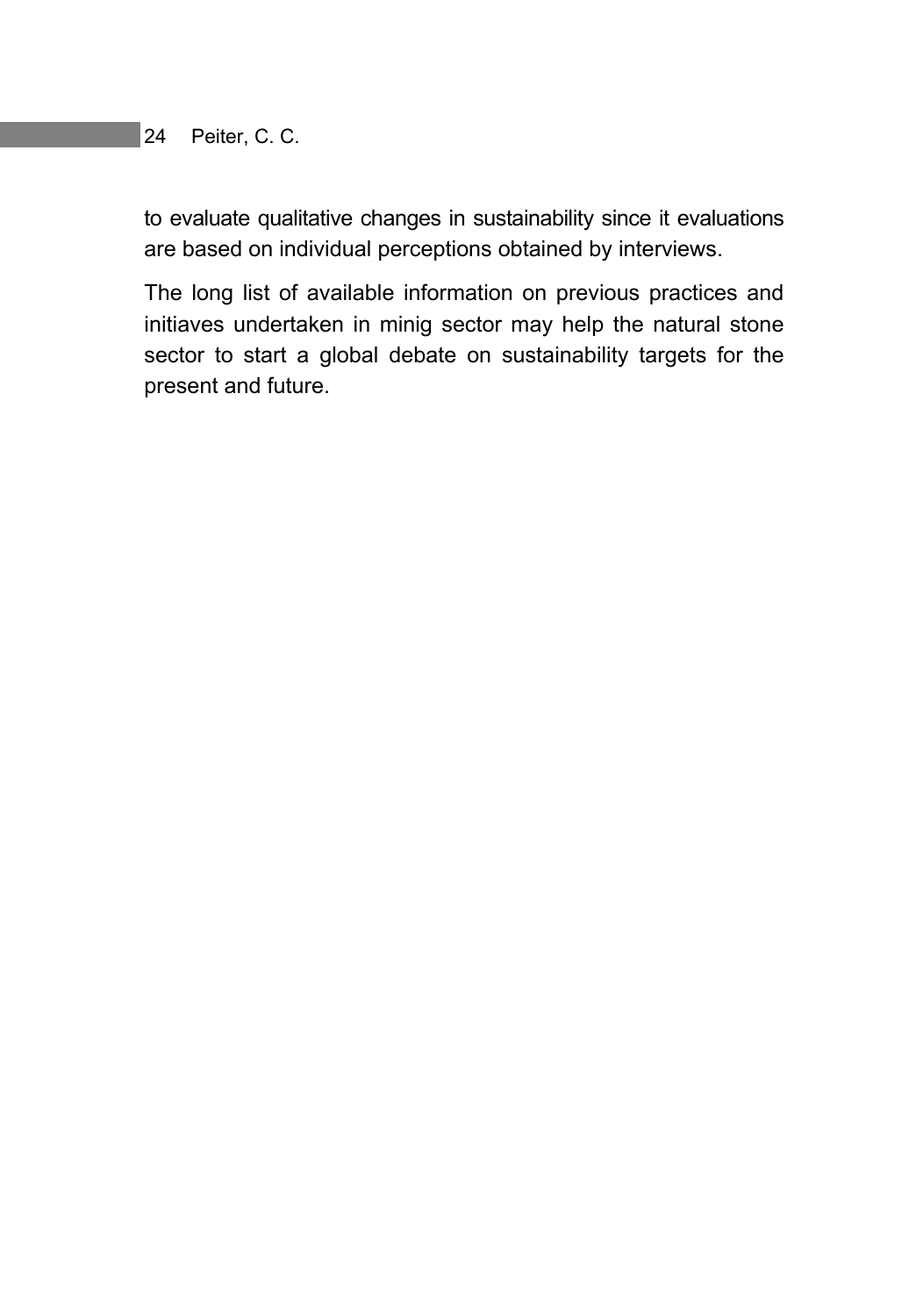to evaluate qualitative changes in sustainability since it evaluations are based on individual perceptions obtained by interviews.

The long list of available information on previous practices and initiaves undertaken in minig sector may help the natural stone sector to start a global debate on sustainability targets for the present and future.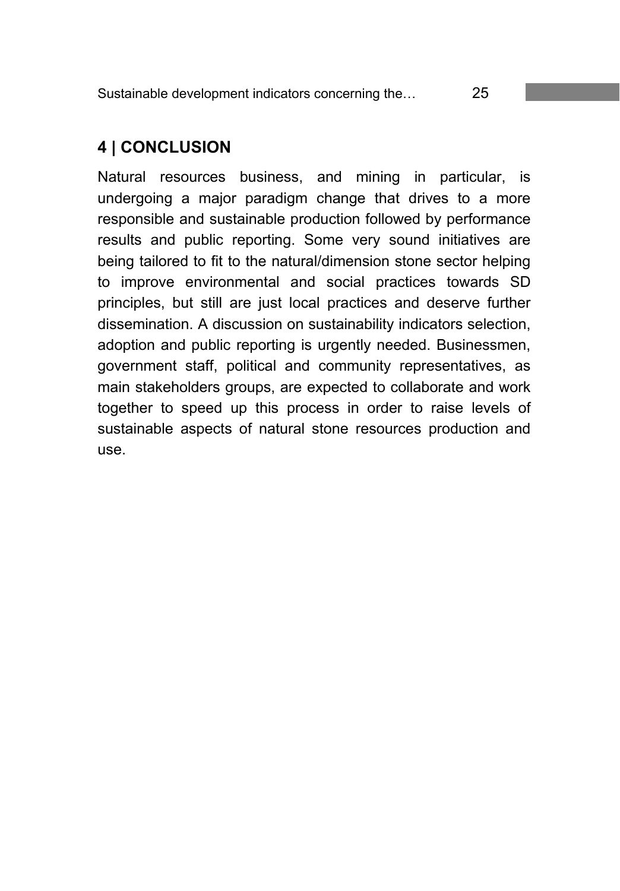## 4 | CONCLUSION

Natural resources business, and mining in particular, is undergoing a major paradigm change that drives to a more responsible and sustainable production followed by performance results and public reporting. Some very sound initiatives are being tailored to fit to the natural/dimension stone sector helping to improve environmental and social practices towards SD principles, but still are just local practices and deserve further dissemination. A discussion on sustainability indicators selection, adoption and public reporting is urgently needed. Businessmen, government staff, political and community representatives, as main stakeholders groups, are expected to collaborate and work together to speed up this process in order to raise levels of sustainable aspects of natural stone resources production and use.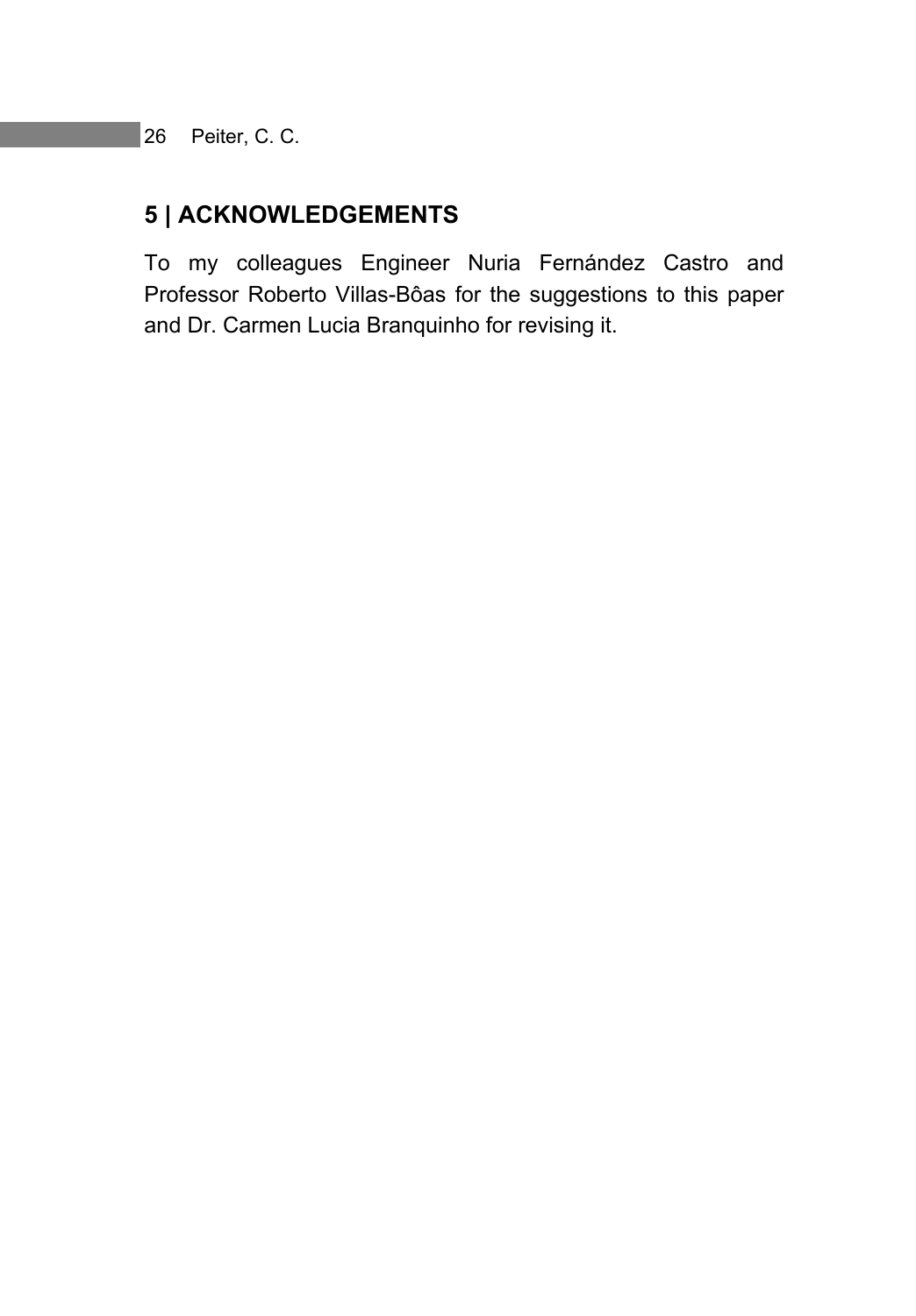## 5 | ACKNOWLEDGEMENTS

To my colleagues Engineer Nuria Fernández Castro and Professor Roberto Villas-Bôas for the suggestions to this paper and Dr. Carmen Lucia Branquinho for revising it.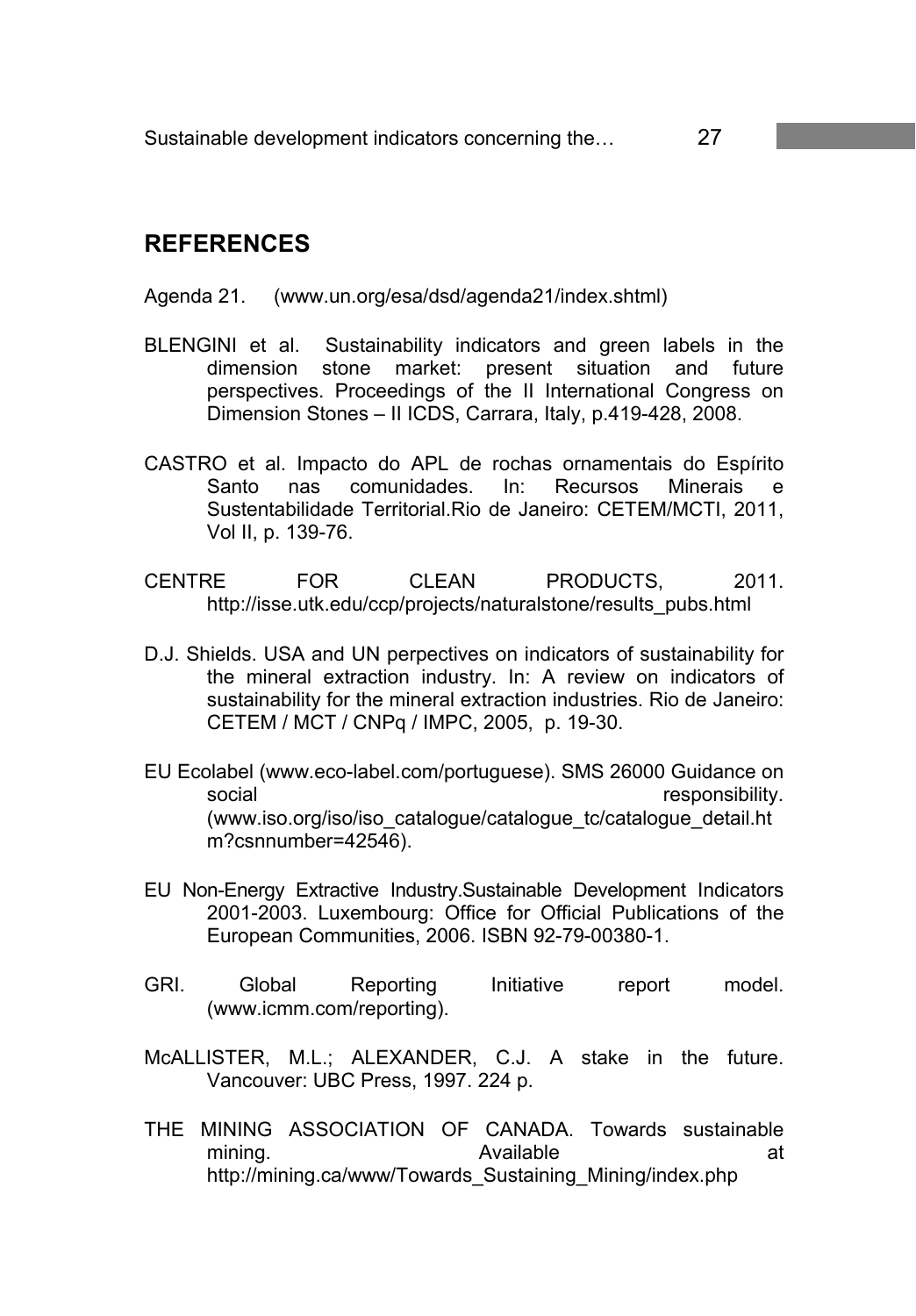## REFERENCES

Agenda 21. (www.un.org/esa/dsd/agenda21/index.shtml)

BLENGINI et al. Sustainability indicators and green labels in the dimension stone market: present situation and future perspectives. Proceedings of the II International Congress on Dimension Stones – II ICDS, Carrara, Italy, p.419-428, 2008.

CASTRO et al. Impacto do APL de rochas ornamentais do Espírito Santo nas comunidades. In: Recursos Minerais e Sustentabilidade Territorial.Rio de Janeiro: CETEM/MCTI, 2011, Vol II, p. 139-76.

CENTRE FOR CLEAN PRODUCTS, 2011. http://isse.utk.edu/ccp/projects/naturalstone/results_pubs.html

D.J. Shields. USA and UN perpectives on indicators of sustainability for the mineral extraction industry. In: A review on indicators of sustainability for the mineral extraction industries. Rio de Janeiro: CETEM / MCT / CNPq / IMPC, 2005, p. 19-30.

EU Ecolabel (www.eco-label.com/portuguese). SMS 26000 Guidance on social responsibility. (www.iso.org/iso/iso_catalogue/catalogue_tc/catalogue_detail.htm?csnnumber=42546).

EU Non-Energy Extractive Industry.Sustainable Development Indicators 2001-2003. Luxembourg: Office for Official Publications of the European Communities, 2006. ISBN 92-79-00380-1.

GRI. Global Reporting Initiative report model. (www.icmm.com/reporting).

McALLISTER, M.L.; ALEXANDER, C.J. A stake in the future. Vancouver: UBC Press, 1997. 224 p.

THE MINING ASSOCIATION OF CANADA. Towards sustainable mining. Available at http://mining.ca/www/Towards_Sustaining_Mining/index.php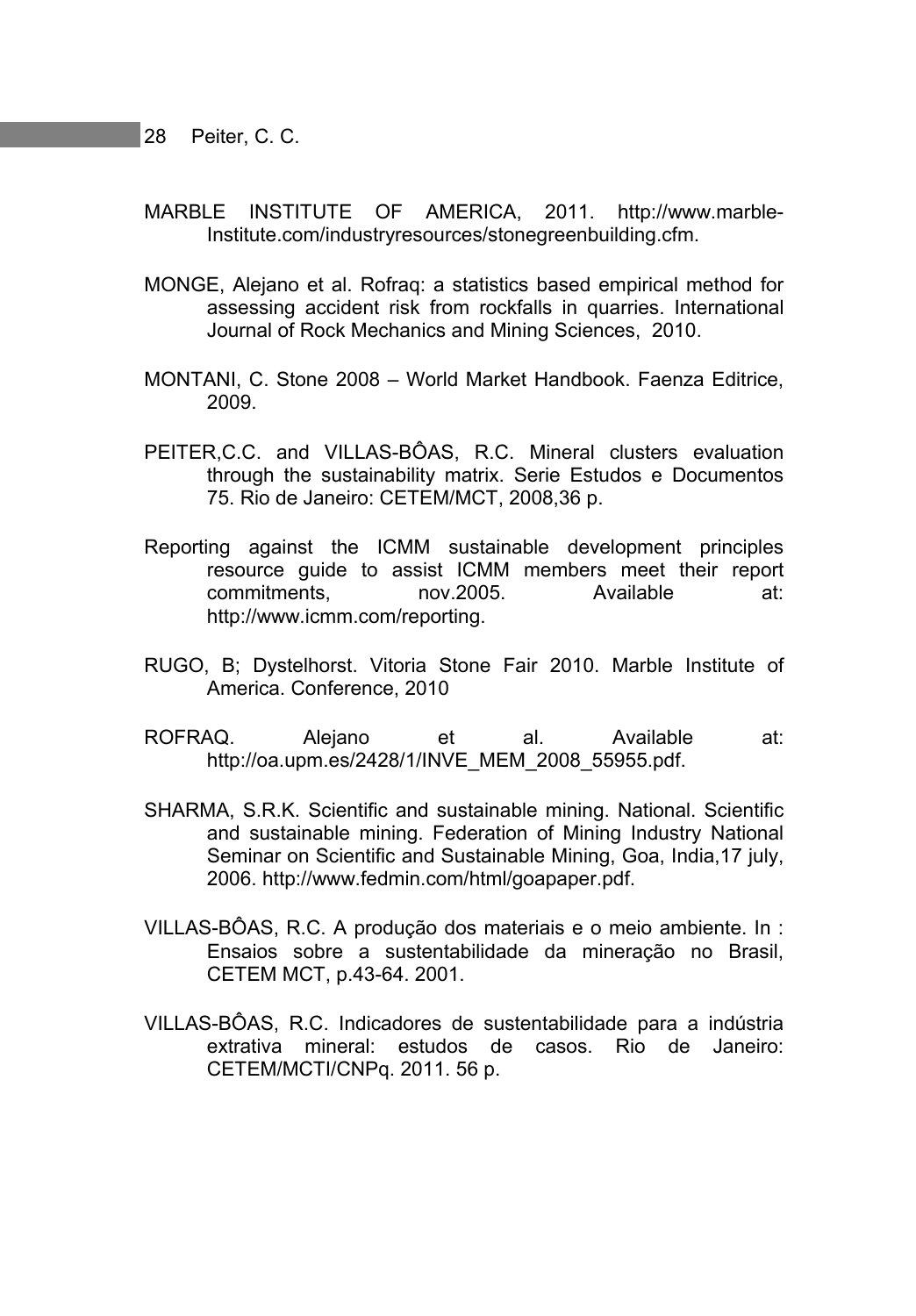MARBLE INSTITUTE OF AMERICA, 2011. http://www.marble-Institute.com/industryresources/stonegreenbuilding.cfm.

MONGE, Alejano et al. Rofraq: a statistics based empirical method for assessing accident risk from rockfalls in quarries. International Journal of Rock Mechanics and Mining Sciences, 2010.

MONTANI, C. Stone 2008 – World Market Handbook. Faenza Editrice, 2009.

PEITER,C.C. and VILLAS-BÔAS, R.C. Mineral clusters evaluation through the sustainability matrix. Serie Estudos e Documentos 75. Rio de Janeiro: CETEM/MCT, 2008,36 p.

Reporting against the ICMM sustainable development principles resource guide to assist ICMM members meet their report commitments, nov.2005. Available at: http://www.icmm.com/reporting.

RUGO, B; Dystelhorst. Vitoria Stone Fair 2010. Marble Institute of America. Conference, 2010

ROFRAQ. Alejano et al. Available at: http://oa.upm.es/2428/1/INVE_MEM_2008_55955.pdf.

SHARMA, S.R.K. Scientific and sustainable mining. National. Scientific and sustainable mining. Federation of Mining Industry National Seminar on Scientific and Sustainable Mining, Goa, India,17 july, 2006. http://www.fedmin.com/html/goapaper.pdf.

VILLAS-BÔAS, R.C. A produção dos materiais e o meio ambiente. In : Ensaios sobre a sustentabilidade da mineração no Brasil, CETEM MCT, p.43-64. 2001.

VILLAS-BÔAS, R.C. Indicadores de sustentabilidade para a indústria extrativa mineral: estudos de casos. Rio de Janeiro: CETEM/MCTI/CNPq. 2011. 56 p.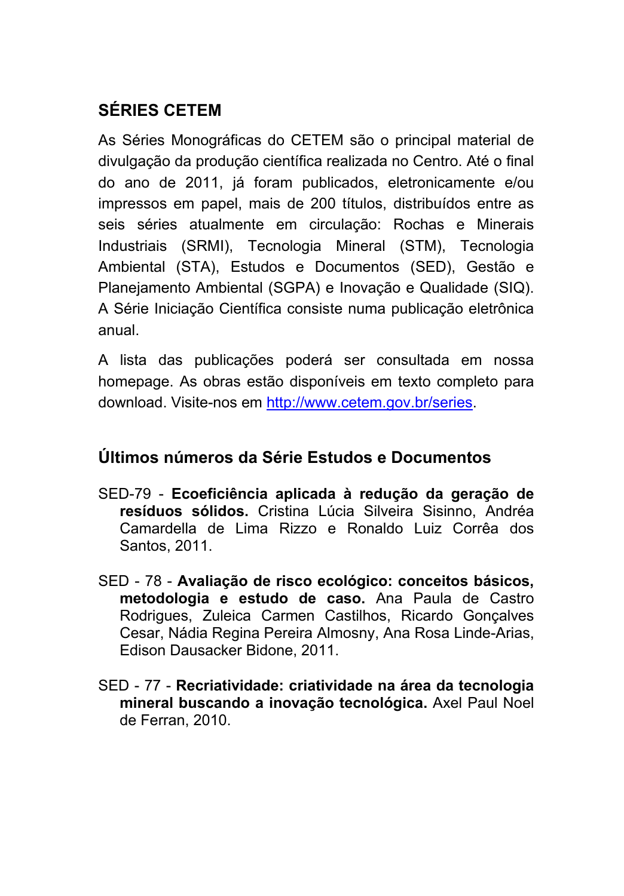## SÉRIES CETEM

As Séries Monográficas do CETEM são o principal material de divulgação da produção científica realizada no Centro. Até o final do ano de 2011, já foram publicados, eletronicamente e/ou impressos em papel, mais de 200 títulos, distribuídos entre as seis séries atualmente em circulação: Rochas e Minerais Industriais (SRMI), Tecnologia Mineral (STM), Tecnologia Ambiental (STA), Estudos e Documentos (SED), Gestão e Planejamento Ambiental (SGPA) e Inovação e Qualidade (SIQ). A Série Iniciação Científica consiste numa publicação eletrônica anual.

A lista das publicações poderá ser consultada em nossa homepage. As obras estão disponíveis em texto completo para download. Visite-nos em [http://www.cetem.gov.br/series](http://www.cetem.gov.br/series).

## Últimos números da Série Estudos e Documentos

SED-79 - **Ecoeficiência aplicada à redução da geração de resíduos sólidos.** Cristina Lúcia Silveira Sisinno, Andréa Camardella de Lima Rizzo e Ronaldo Luiz Corrêa dos Santos, 2011.

SED - 78 - **Avaliação de risco ecológico: conceitos básicos, metodologia e estudo de caso.** Ana Paula de Castro Rodrigues, Zuleica Carmen Castilhos, Ricardo Gonçalves Cesar, Nádia Regina Pereira Almosny, Ana Rosa Linde-Arias, Edison Dausacker Bidone, 2011.

SED - 77 - **Recriatividade: criatividade na área da tecnologia mineral buscando a inovação tecnológica.** Axel Paul Noel de Ferran, 2010.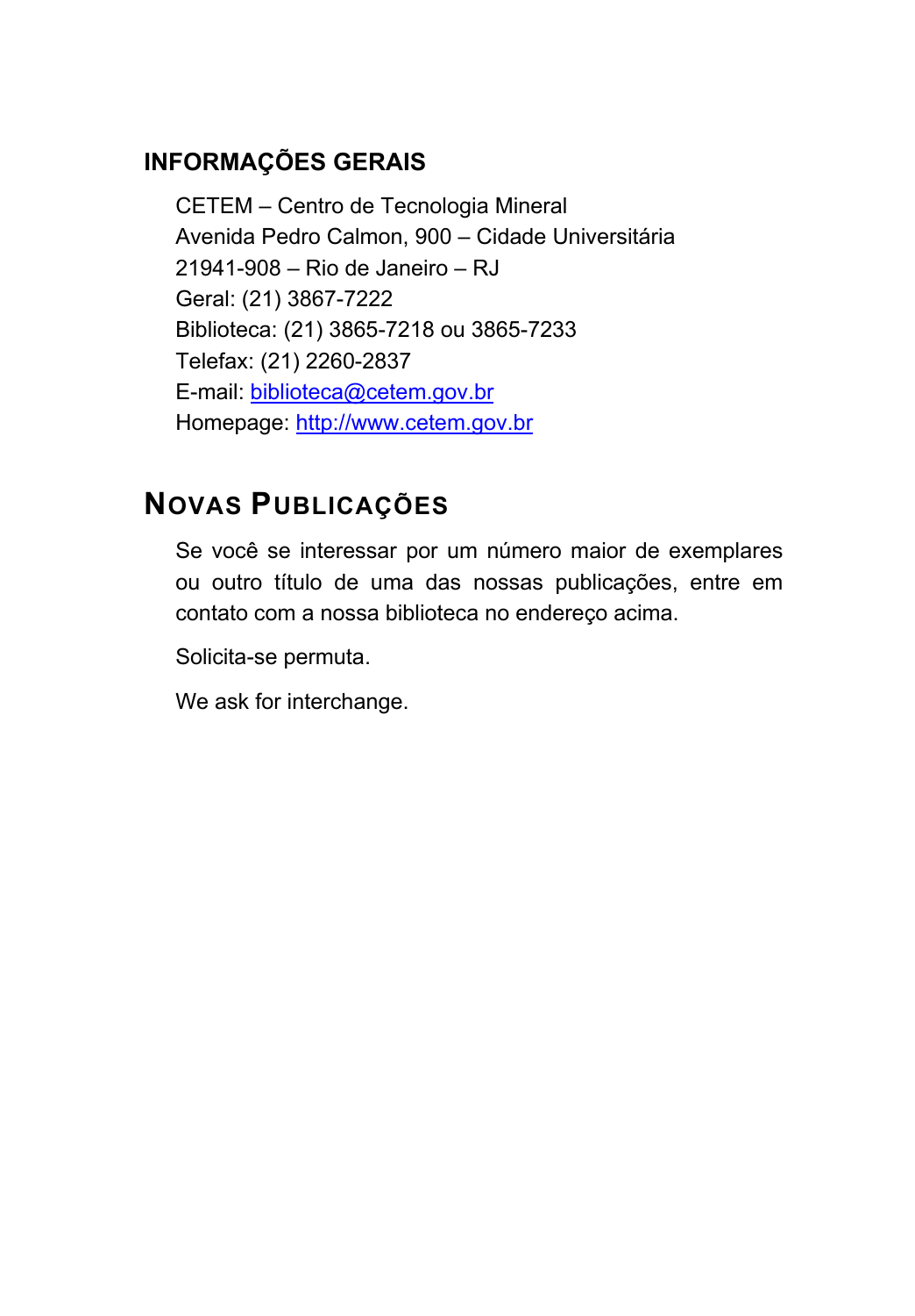## INFORMAÇÕES GERAIS

CETEM – Centro de Tecnologia Mineral
Avenida Pedro Calmon, 900 – Cidade Universitária
21941-908 – Rio de Janeiro – RJ
Geral: (21) 3867-7222
Biblioteca: (21) 3865-7218 ou 3865-7233
Telefax: (21) 2260-2837
E-mail: biblioteca@cetem.gov.br
Homepage: http://www.cetem.gov.br

## NOVAS PUBLICAÇÕES

Se você se interessar por um número maior de exemplares ou outro título de uma das nossas publicações, entre em contato com a nossa biblioteca no endereço acima.

Solicita-se permuta.

We ask for interchange.